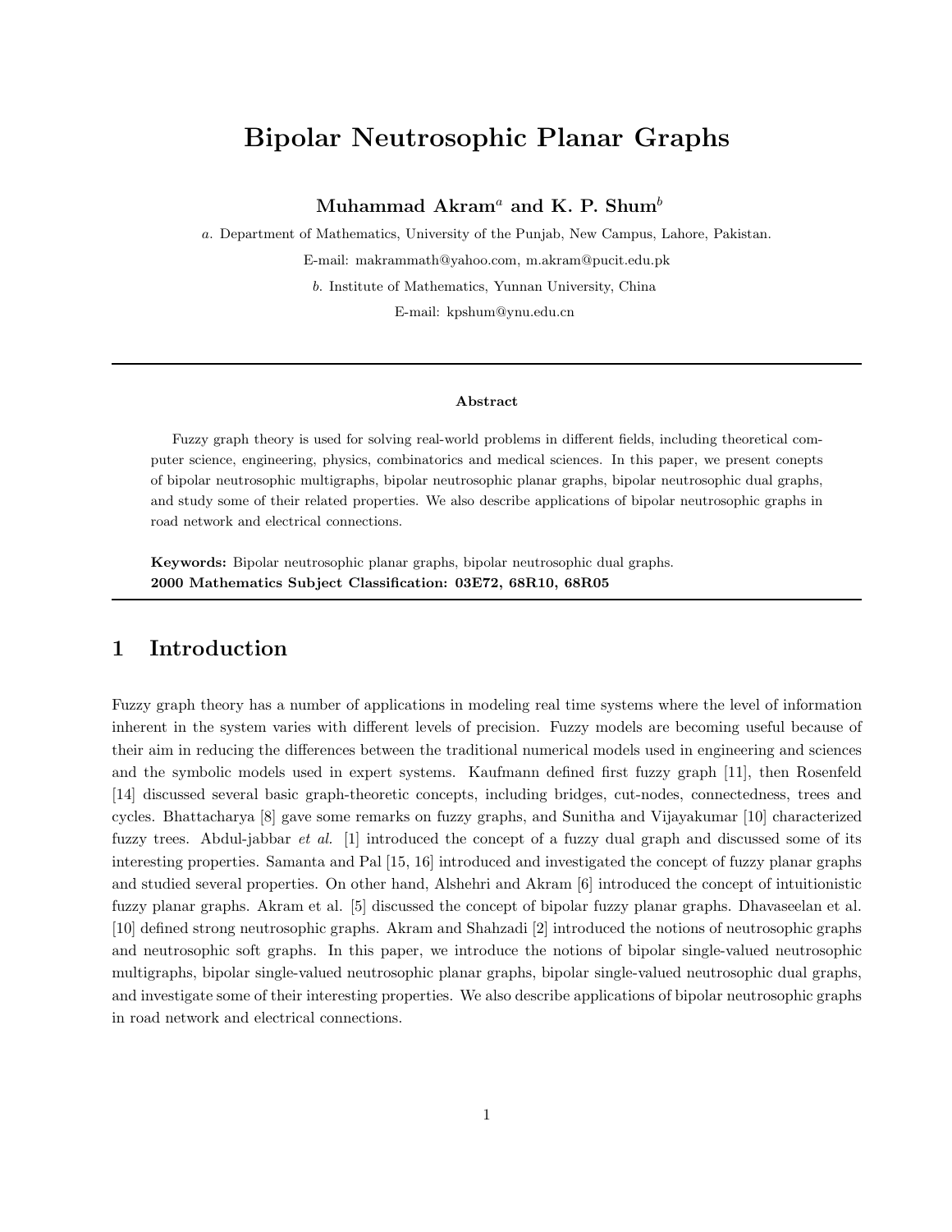# Bipolar Neutrosophic Planar Graphs

**Muhammad Akram[a] and K. P. Shum[b]**

*a.* Department of Mathematics, University of the Punjab, New Campus, Lahore, Pakistan.

E-mail: makrammath@yahoo.com, m.akram@pucit.edu.pk

*b.* Institute of Mathematics, Yunnan University, China

E-mail: kpshum@ynu.edu.cn

---

**Abstract**

Fuzzy graph theory is used for solving real-world problems in different fields, including theoretical computer science, engineering, physics, combinatorics and medical sciences. In this paper, we present conepts of bipolar neutrosophic multigraphs, bipolar neutrosophic planar graphs, bipolar neutrosophic dual graphs, and study some of their related properties. We also describe applications of bipolar neutrosophic graphs in road network and electrical connections.

**Keywords:** Bipolar neutrosophic planar graphs, bipolar neutrosophic dual graphs.
**2000 Mathematics Subject Classification: 03E72, 68R10, 68R05**

---

## 1 Introduction

Fuzzy graph theory has a number of applications in modeling real time systems where the level of information inherent in the system varies with different levels of precision. Fuzzy models are becoming useful because of their aim in reducing the differences between the traditional numerical models used in engineering and sciences and the symbolic models used in expert systems. Kaufmann defined first fuzzy graph [11], then Rosenfeld [14] discussed several basic graph-theoretic concepts, including bridges, cut-nodes, connectedness, trees and cycles. Bhattacharya [8] gave some remarks on fuzzy graphs, and Sunitha and Vijayakumar [10] characterized fuzzy trees. Abdul-jabbar *et al.* [1] introduced the concept of a fuzzy dual graph and discussed some of its interesting properties. Samanta and Pal [15, 16] introduced and investigated the concept of fuzzy planar graphs and studied several properties. On other hand, Alshehri and Akram [6] introduced the concept of intuitionistic fuzzy planar graphs. Akram et al. [5] discussed the concept of bipolar fuzzy planar graphs. Dhavaseelan et al. [10] defined strong neutrosophic graphs. Akram and Shahzadi [2] introduced the notions of neutrosophic graphs and neutrosophic soft graphs. In this paper, we introduce the notions of bipolar single-valued neutrosophic multigraphs, bipolar single-valued neutrosophic planar graphs, bipolar single-valued neutrosophic dual graphs, and investigate some of their interesting properties. We also describe applications of bipolar neutrosophic graphs in road network and electrical connections.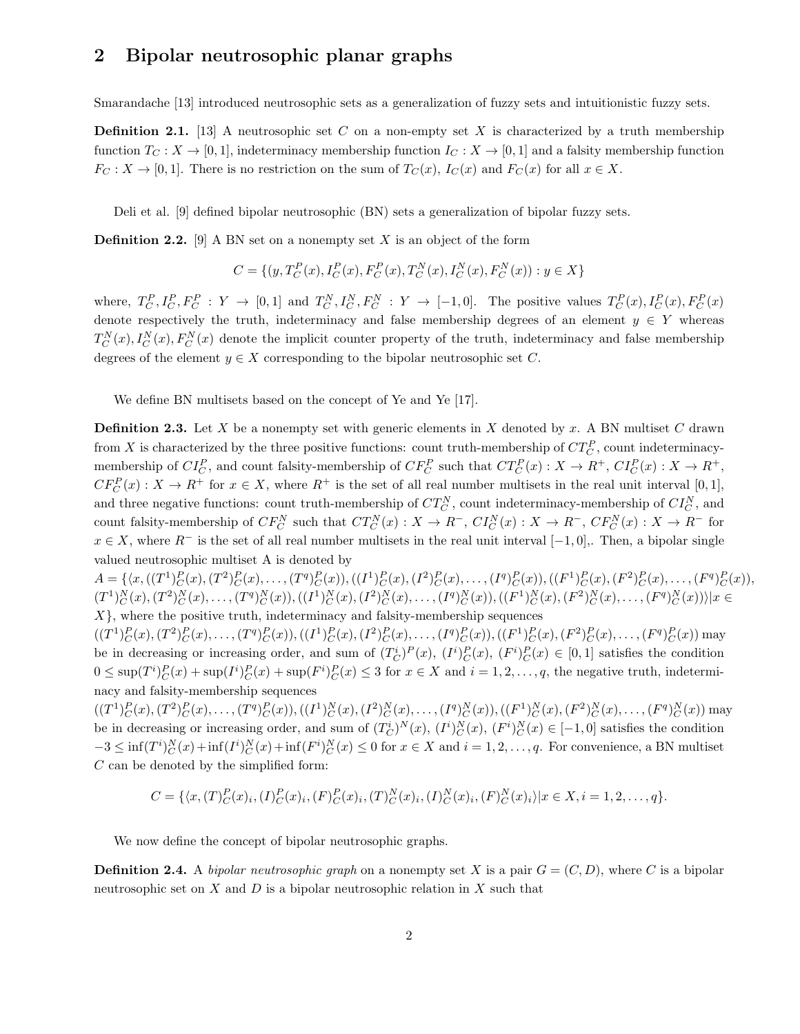# 2 Bipolar neutrosophic planar graphs

Smarandache [13] introduced neutrosophic sets as a generalization of fuzzy sets and intuitionistic fuzzy sets.

**Definition 2.1.** [13] A neutrosophic set $C$ on a non-empty set $X$ is characterized by a truth membership function $T_C : X \to [0,1]$, indeterminacy membership function $I_C : X \to [0,1]$ and a falsity membership function $F_C : X \to [0,1]$. There is no restriction on the sum of $T_C(x)$, $I_C(x)$ and $F_C(x)$ for all $x \in X$.

Deli et al. [9] defined bipolar neutrosophic (BN) sets a generalization of bipolar fuzzy sets.

**Definition 2.2.** [9] A BN set on a nonempty set $X$ is an object of the form

$$C = \{(y, T_C^P(x), I_C^P(x), F_C^P(x), T_C^N(x), I_C^N(x), F_C^N(x)) : y \in X\}$$

where, $T_C^P, I_C^P, F_C^P : Y \to [0,1]$ and $T_C^N, I_C^N, F_C^N : Y \to [-1,0]$. The positive values $T_C^P(x), I_C^P(x), F_C^P(x)$ denote respectively the truth, indeterminacy and false membership degrees of an element $y \in Y$ whereas $T_C^N(x), I_C^N(x), F_C^N(x)$ denote the implicit counter property of the truth, indeterminacy and false membership degrees of the element $y \in X$ corresponding to the bipolar neutrosophic set $C$.

We define BN multisets based on the concept of Ye and Ye [17].

**Definition 2.3.** Let $X$ be a nonempty set with generic elements in $X$ denoted by $x$. A BN multiset $C$ drawn from $X$ is characterized by the three positive functions: count truth-membership of $CT_C^P$, count indeterminacy-membership of $CI_C^P$, and count falsity-membership of $CF_C^P$ such that $CT_C^P(x) : X \to R^+$, $CI_C^P(x) : X \to R^+$, $CF_C^P(x) : X \to R^+$ for $x \in X$, where $R^+$ is the set of all real number multisets in the real unit interval $[0,1]$, and three negative functions: count truth-membership of $CT_C^N$, count indeterminacy-membership of $CI_C^N$, and count falsity-membership of $CF_C^N$ such that $CT_C^N(x) : X \to R^-$, $CI_C^N(x) : X \to R^-$, $CF_C^N(x) : X \to R^-$ for $x \in X$, where $R^-$ is the set of all real number multisets in the real unit interval $[-1,0]$,. Then, a bipolar single valued neutrosophic multiset A is denoted by
$A = \{\langle x, ((T^1)_C^P(x), (T^2)_C^P(x), \ldots, (T^q)_C^P(x)), ((I^1)_C^P(x), (I^2)_C^P(x), \ldots, (I^q)_C^P(x)), ((F^1)_C^P(x), (F^2)_C^P(x), \ldots, (F^q)_C^P(x)), (T^1)_C^N(x), (T^2)_C^N(x), \ldots, (T^q)_C^N(x)), ((I^1)_C^N(x), (I^2)_C^N(x), \ldots, (I^q)_C^N(x)), ((F^1)_C^N(x), (F^2)_C^N(x), \ldots, (F^q)_C^N(x))\rangle | x \in X\}$, where the positive truth, indeterminacy and falsity-membership sequences
$((T^1)_C^P(x), (T^2)_C^P(x), \ldots, (T^q)_C^P(x)), ((I^1)_C^P(x), (I^2)_C^P(x), \ldots, (I^q)_C^P(x)), ((F^1)_C^P(x), (F^2)_C^P(x), \ldots, (F^q)_C^P(x))$ may be in decreasing or increasing order, and sum of $(T_C^i)^P(x)$, $(I^i)_C^P(x)$, $(F^i)_C^P(x) \in [0,1]$ satisfies the condition $0 \leq \sup(T^i)_C^P(x) + \sup(I^i)_C^P(x) + \sup(F^i)_C^P(x) \leq 3$ for $x \in X$ and $i = 1, 2, \ldots, q$, the negative truth, indeterminacy and falsity-membership sequences
$((T^1)_C^P(x), (T^2)_C^P(x), \ldots, (T^q)_C^P(x)), ((I^1)_C^N(x), (I^2)_C^N(x), \ldots, (I^q)_C^N(x)), ((F^1)_C^N(x), (F^2)_C^N(x), \ldots, (F^q)_C^N(x))$ may be in decreasing or increasing order, and sum of $(T_C^i)^N(x)$, $(I^i)_C^N(x)$, $(F^i)_C^N(x) \in [-1,0]$ satisfies the condition $-3 \leq \inf(T^i)_C^N(x) + \inf(I^i)_C^N(x) + \inf(F^i)_C^N(x) \leq 0$ for $x \in X$ and $i = 1, 2, \ldots, q$. For convenience, a BN multiset $C$ can be denoted by the simplified form:

$$C = \{\langle x, (T)_C^P(x)_i, (I)_C^P(x)_i, (F)_C^P(x)_i, (T)_C^N(x)_i, (I)_C^N(x)_i, (F)_C^N(x)_i\rangle | x \in X, i = 1, 2, \ldots, q\}.$$

We now define the concept of bipolar neutrosophic graphs.

**Definition 2.4.** A *bipolar neutrosophic graph* on a nonempty set $X$ is a pair $G = (C, D)$, where $C$ is a bipolar neutrosophic set on $X$ and $D$ is a bipolar neutrosophic relation in $X$ such that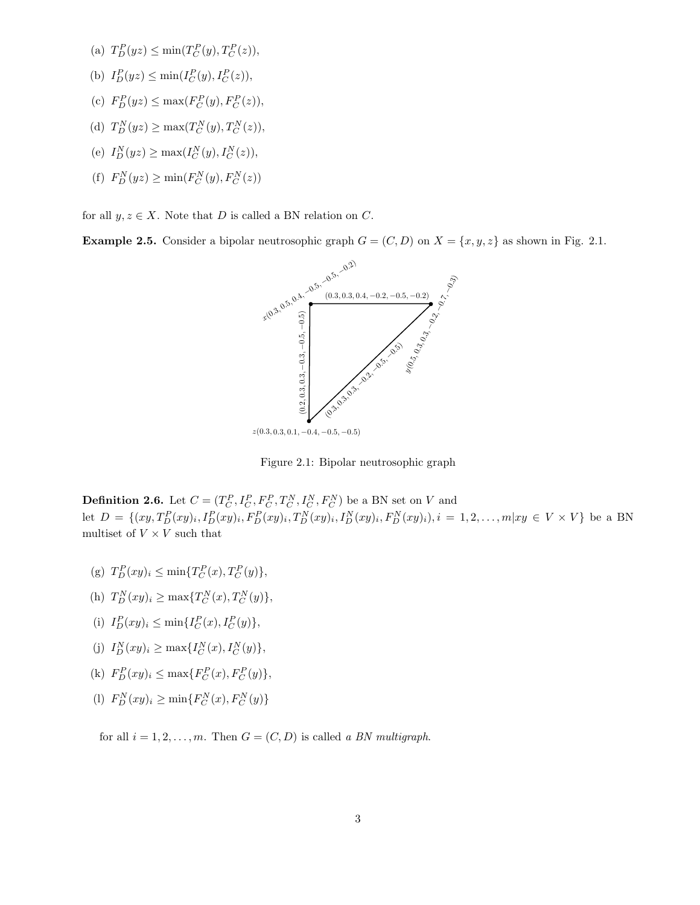(a) $T_D^P(yz) \leq \min(T_C^P(y), T_C^P(z))$,

(b) $I_D^P(yz) \leq \min(I_C^P(y), I_C^P(z))$,

(c) $F_D^P(yz) \leq \max(F_C^P(y), F_C^P(z))$,

(d) $T_D^N(yz) \geq \max(T_C^N(y), T_C^N(z))$,

(e) $I_D^N(yz) \geq \max(I_C^N(y), I_C^N(z))$,

(f) $F_D^N(yz) \geq \min(F_C^N(y), F_C^N(z))$

for all $y, z \in X$. Note that $D$ is called a BN relation on $C$.

**Example 2.5.** Consider a bipolar neutrosophic graph $G = (C, D)$ on $X = \{x, y, z\}$ as shown in Fig. 2.1.

Figure 2.1: Bipolar neutrosophic graph

**Definition 2.6.** Let $C = (T_C^P, I_C^P, F_C^P, T_C^N, I_C^N, F_C^N)$ be a BN set on $V$ and let $D = \{(xy, T_D^P(xy)_i, I_D^P(xy)_i, F_D^P(xy)_i, T_D^N(xy)_i, I_D^N(xy)_i, F_D^N(xy)_i), i = 1, 2, \ldots, m | xy \in V \times V\}$ be a BN multiset of $V \times V$ such that

(g) $T_D^P(xy)_i \leq \min\{T_C^P(x), T_C^P(y)\}$,

(h) $T_D^N(xy)_i \geq \max\{T_C^N(x), T_C^N(y)\}$,

(i) $I_D^P(xy)_i \leq \min\{I_C^P(x), I_C^P(y)\}$,

(j) $I_D^N(xy)_i \geq \max\{I_C^N(x), I_C^N(y)\}$,

(k) $F_D^P(xy)_i \leq \max\{F_C^P(x), F_C^P(y)\}$,

(l) $F_D^N(xy)_i \geq \min\{F_C^N(x), F_C^N(y)\}$

for all $i = 1, 2, \ldots, m$. Then $G = (C, D)$ is called *a BN multigraph*.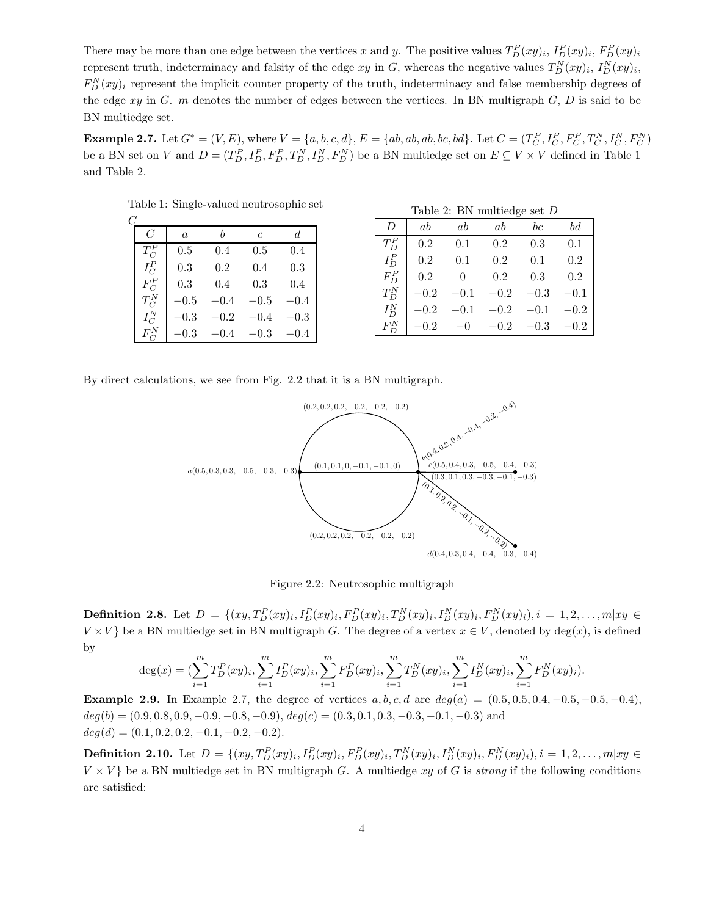There may be more than one edge between the vertices $x$ and $y$. The positive values $T_D^P(xy)_i$, $I_D^P(xy)_i$, $F_D^P(xy)_i$ represent truth, indeterminacy and falsity of the edge $xy$ in $G$, whereas the negative values $T_D^N(xy)_i$, $I_D^N(xy)_i$, $F_D^N(xy)_i$ represent the implicit counter property of the truth, indeterminacy and false membership degrees of the edge $xy$ in $G$. $m$ denotes the number of edges between the vertices. In BN multigraph $G$, $D$ is said to be BN multiedge set.

**Example 2.7.** Let $G^* = (V, E)$, where $V = \{a, b, c, d\}$, $E = \{ab, ab, ab, bc, bd\}$. Let $C = (T_C^P, I_C^P, F_C^P, T_C^N, I_C^N, F_C^N)$ be a BN set on $V$ and $D = (T_D^P, I_D^P, F_D^P, T_D^N, I_D^N, F_D^N)$ be a BN multiedge set on $E \subseteq V \times V$ defined in Table 1 and Table 2.

Table 1: Single-valued neutrosophic set $C$

| $C$ | $a$ | $b$ | $c$ | $d$ |
|---|---|---|---|---|
| $T_C^P$ | 0.5 | 0.4 | 0.5 | 0.4 |
| $I_C^P$ | 0.3 | 0.2 | 0.4 | 0.3 |
| $F_C^P$ | 0.3 | 0.4 | 0.3 | 0.4 |
| $T_C^N$ | $-0.5$ | $-0.4$ | $-0.5$ | $-0.4$ |
| $I_C^N$ | $-0.3$ | $-0.2$ | $-0.4$ | $-0.3$ |
| $F_C^N$ | $-0.3$ | $-0.4$ | $-0.3$ | $-0.4$ |

Table 2: BN multiedge set $D$

| $D$ | $ab$ | $ab$ | $ab$ | $bc$ | $bd$ |
|---|---|---|---|---|---|
| $T_D^P$ | 0.2 | 0.1 | 0.2 | 0.3 | 0.1 |
| $I_D^P$ | 0.2 | 0.1 | 0.2 | 0.1 | 0.2 |
| $F_D^P$ | 0.2 | 0 | 0.2 | 0.3 | 0.2 |
| $T_D^N$ | $-0.2$ | $-0.1$ | $-0.2$ | $-0.3$ | $-0.1$ |
| $I_D^N$ | $-0.2$ | $-0.1$ | $-0.2$ | $-0.1$ | $-0.2$ |
| $F_D^N$ | $-0.2$ | $-0$ | $-0.2$ | $-0.3$ | $-0.2$ |

By direct calculations, we see from Fig. 2.2 that it is a BN multigraph.

Figure 2.2: Neutrosophic multigraph

**Definition 2.8.** Let $D = \{(xy, T_D^P(xy)_i, I_D^P(xy)_i, F_D^P(xy)_i, T_D^N(xy)_i, I_D^N(xy)_i, F_D^N(xy)_i), i = 1, 2, \ldots, m | xy \in V \times V\}$ be a BN multiedge set in BN multigraph $G$. The degree of a vertex $x \in V$, denoted by $\deg(x)$, is defined by

$$\deg(x) = (\sum_{i=1}^{m} T_D^P(xy)_i, \sum_{i=1}^{m} I_D^P(xy)_i, \sum_{i=1}^{m} F_D^P(xy)_i, \sum_{i=1}^{m} T_D^N(xy)_i, \sum_{i=1}^{m} I_D^N(xy)_i, \sum_{i=1}^{m} F_D^N(xy)_i).$$

**Example 2.9.** In Example 2.7, the degree of vertices $a, b, c, d$ are $deg(a) = (0.5, 0.5, 0.4, -0.5, -0.5, -0.4)$, $deg(b) = (0.9, 0.8, 0.9, -0.9, -0.8, -0.9)$, $deg(c) = (0.3, 0.1, 0.3, -0.3, -0.1, -0.3)$ and $deg(d) = (0.1, 0.2, 0.2, -0.1, -0.2, -0.2)$.

**Definition 2.10.** Let $D = \{(xy, T_D^P(xy)_i, I_D^P(xy)_i, F_D^P(xy)_i, T_D^N(xy)_i, I_D^N(xy)_i, F_D^N(xy)_i), i = 1, 2, \ldots, m | xy \in V \times V\}$ be a BN multiedge set in BN multigraph $G$. A multiedge $xy$ of $G$ is *strong* if the following conditions are satisfied: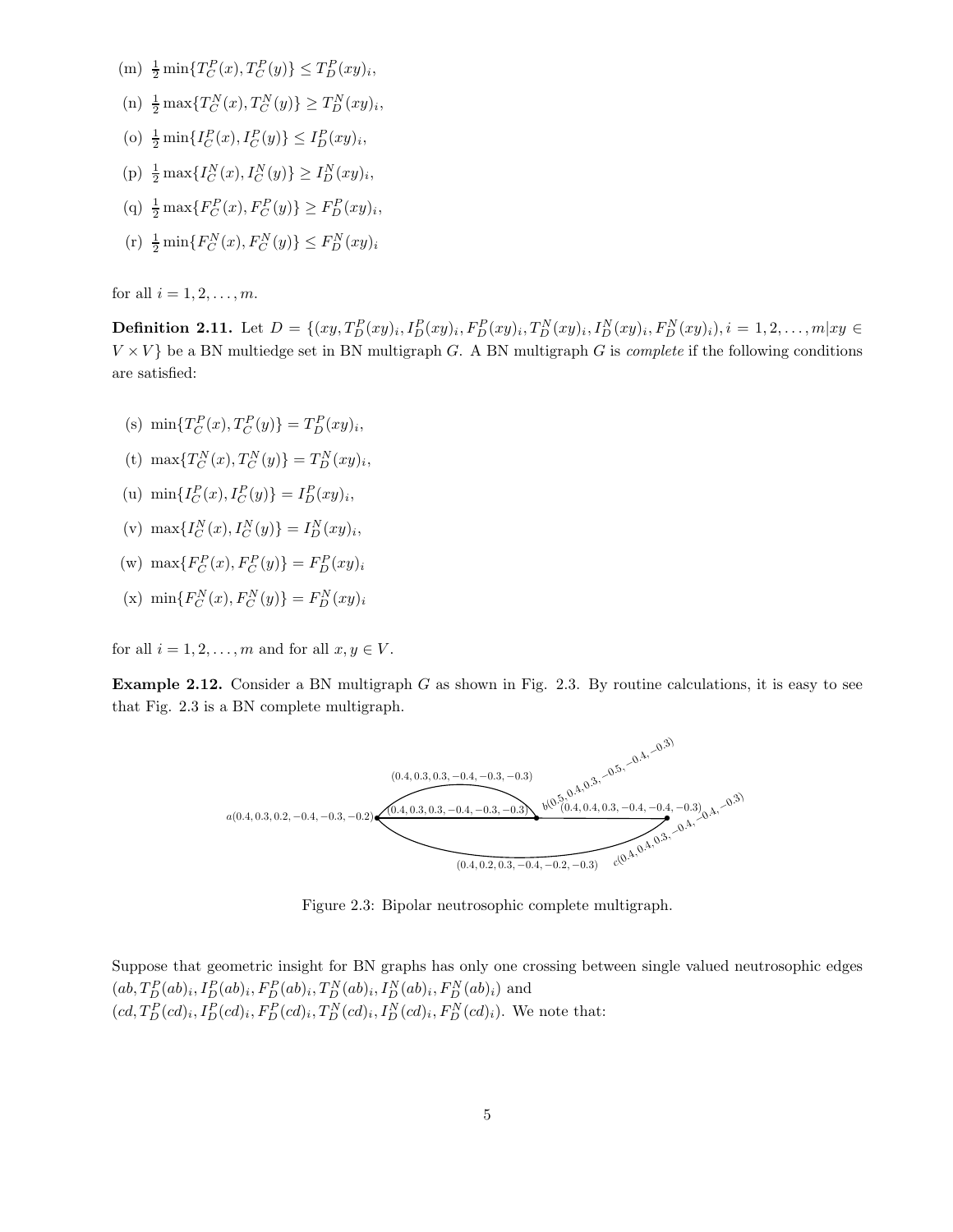(m) $\frac{1}{2}\min\{T_C^P(x), T_C^P(y)\} \le T_D^P(xy)_i$,

(n) $\frac{1}{2}\max\{T_C^N(x), T_C^N(y)\} \ge T_D^N(xy)_i$,

(o) $\frac{1}{2}\min\{I_C^P(x), I_C^P(y)\} \le I_D^P(xy)_i$,

(p) $\frac{1}{2}\max\{I_C^N(x), I_C^N(y)\} \ge I_D^N(xy)_i$,

(q) $\frac{1}{2}\max\{F_C^P(x), F_C^P(y)\} \ge F_D^P(xy)_i$,

(r) $\frac{1}{2}\min\{F_C^N(x), F_C^N(y)\} \le F_D^N(xy)_i$

for all $i = 1, 2, \ldots, m$.

**Definition 2.11.** Let $D = \{(xy, T_D^P(xy)_i, I_D^P(xy)_i, F_D^P(xy)_i, T_D^N(xy)_i, I_D^N(xy)_i, F_D^N(xy)_i), i = 1, 2, \ldots, m | xy \in V \times V\}$ be a BN multiedge set in BN multigraph $G$. A BN multigraph $G$ is *complete* if the following conditions are satisfied:

(s) $\min\{T_C^P(x), T_C^P(y)\} = T_D^P(xy)_i$,

(t) $\max\{T_C^N(x), T_C^N(y)\} = T_D^N(xy)_i$,

(u) $\min\{I_C^P(x), I_C^P(y)\} = I_D^P(xy)_i$,

(v) $\max\{I_C^N(x), I_C^N(y)\} = I_D^N(xy)_i$,

(w) $\max\{F_C^P(x), F_C^P(y)\} = F_D^P(xy)_i$

(x) $\min\{F_C^N(x), F_C^N(y)\} = F_D^N(xy)_i$

for all $i = 1, 2, \ldots, m$ and for all $x, y \in V$.

**Example 2.12.** Consider a BN multigraph $G$ as shown in Fig. 2.3. By routine calculations, it is easy to see that Fig. 2.3 is a BN complete multigraph.

Figure 2.3: Bipolar neutrosophic complete multigraph.

Suppose that geometric insight for BN graphs has only one crossing between single valued neutrosophic edges $(ab, T_D^P(ab)_i, I_D^P(ab)_i, F_D^P(ab)_i, T_D^N(ab)_i, I_D^N(ab)_i, F_D^N(ab)_i)$ and $(cd, T_D^P(cd)_i, I_D^P(cd)_i, F_D^P(cd)_i, T_D^N(cd)_i, I_D^N(cd)_i, F_D^N(cd)_i)$. We note that: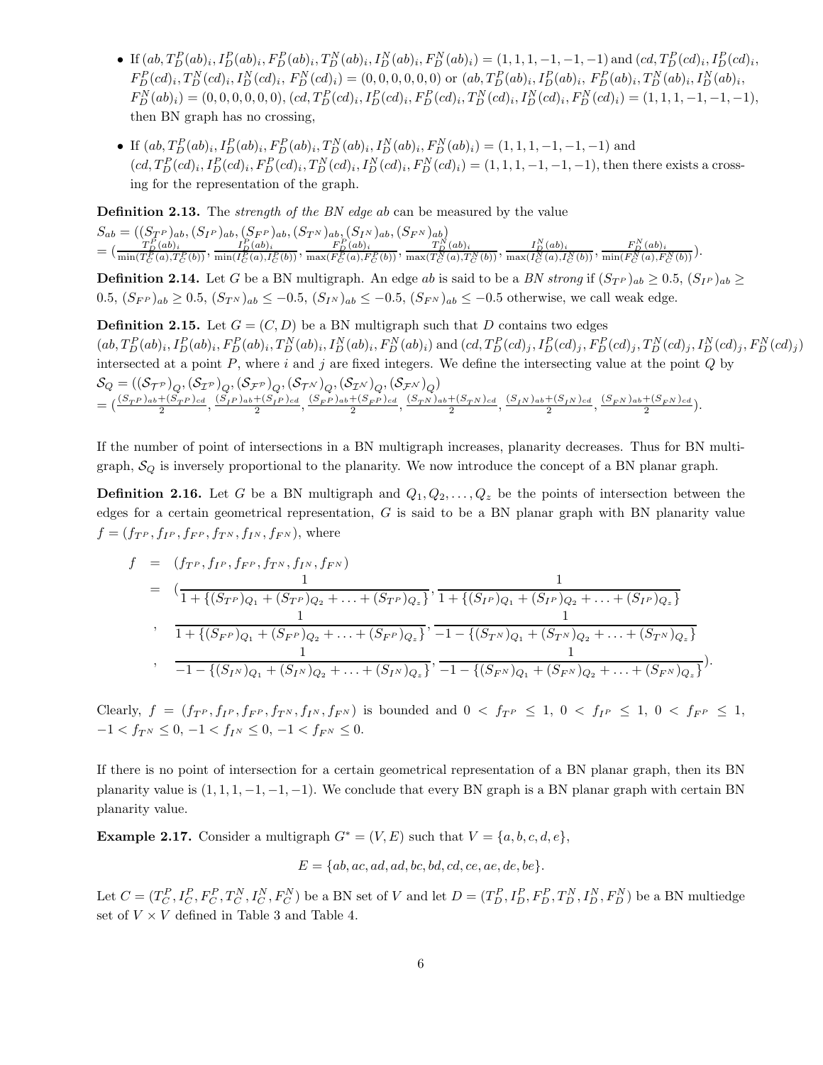- If $(ab, T_D^P(ab)_i, I_D^P(ab)_i, F_D^P(ab)_i, T_D^N(ab)_i, I_D^N(ab)_i, F_D^N(ab)_i) = (1,1,1,-1,-1,-1)$ and $(cd, T_D^P(cd)_i, I_D^P(cd)_i, F_D^P(cd)_i, T_D^N(cd)_i, I_D^N(cd)_i, F_D^N(cd)_i) = (0,0,0,0,0,0)$ or $(ab, T_D^P(ab)_i, I_D^P(ab)_i, F_D^P(ab)_i, T_D^N(ab)_i, I_D^N(ab)_i, F_D^N(ab)_i) = (0,0,0,0,0,0)$, $(cd, T_D^P(cd)_i, I_D^P(cd)_i, F_D^P(cd)_i, T_D^N(cd)_i, I_D^N(cd)_i, F_D^N(cd)_i) = (1,1,1,-1,-1,-1)$, then BN graph has no crossing,

- If $(ab, T_D^P(ab)_i, I_D^P(ab)_i, F_D^P(ab)_i, T_D^N(ab)_i, I_D^N(ab)_i, F_D^N(ab)_i) = (1,1,1,-1,-1,-1)$ and $(cd, T_D^P(cd)_i, I_D^P(cd)_i, F_D^P(cd)_i, T_D^N(cd)_i, I_D^N(cd)_i, F_D^N(cd)_i) = (1,1,1,-1,-1,-1)$, then there exists a crossing for the representation of the graph.

**Definition 2.13.** The *strength of the BN edge ab* can be measured by the value

$$S_{ab} = ((S_{T^P})_{ab}, (S_{I^P})_{ab}, (S_{F^P})_{ab}, (S_{T^N})_{ab}, (S_{I^N})_{ab}, (S_{F^N})_{ab})$$
$$= (\frac{T_D^P(ab)_i}{\min(T_C^P(a), T_C^P(b))}, \frac{I_D^P(ab)_i}{\min(I_C^P(a), I_C^P(b))}, \frac{F_D^P(ab)_i}{\max(F_C^P(a), F_C^P(b))}, \frac{T_D^N(ab)_i}{\max(T_C^N(a), T_C^N(b))}, \frac{I_D^N(ab)_i}{\max(I_C^N(a), I_C^N(b))}, \frac{F_D^N(ab)_i}{\min(F_C^N(a), F_C^N(b))}).$$

**Definition 2.14.** Let $G$ be a BN multigraph. An edge $ab$ is said to be a *BN strong* if $(S_{T^P})_{ab} \geq 0.5$, $(S_{I^P})_{ab} \geq 0.5$, $(S_{F^P})_{ab} \geq 0.5$, $(S_{T^N})_{ab} \leq -0.5$, $(S_{I^N})_{ab} \leq -0.5$, $(S_{F^N})_{ab} \leq -0.5$ otherwise, we call weak edge.

**Definition 2.15.** Let $G = (C, D)$ be a BN multigraph such that $D$ contains two edges $(ab, T_D^P(ab)_i, I_D^P(ab)_i, F_D^P(ab)_i, T_D^N(ab)_i, I_D^N(ab)_i, F_D^N(ab)_i)$ and $(cd, T_D^P(cd)_j, I_D^P(cd)_j, F_D^P(cd)_j, T_D^N(cd)_j, I_D^N(cd)_j, F_D^N(cd)_j)$ intersected at a point $P$, where $i$ and $j$ are fixed integers. We define the intersecting value at the point $Q$ by

$$\mathcal{S}_Q = ((\mathcal{S}_{\mathcal{T}^P})_Q, (\mathcal{S}_{\mathcal{I}^P})_Q, (\mathcal{S}_{\mathcal{F}^P})_Q, (\mathcal{S}_{\mathcal{T}^N})_Q, (\mathcal{S}_{\mathcal{I}^N})_Q, (\mathcal{S}_{\mathcal{F}^N})_Q)$$
$$= (\frac{(S_{T^P})_{ab} + (S_{T^P})_{cd}}{2}, \frac{(S_{I^P})_{ab} + (S_{I^P})_{cd}}{2}, \frac{(S_{F^P})_{ab} + (S_{F^P})_{cd}}{2}, \frac{(S_{T^N})_{ab} + (S_{T^N})_{cd}}{2}, \frac{(S_{I^N})_{ab} + (S_{I^N})_{cd}}{2}, \frac{(S_{F^N})_{ab} + (S_{F^N})_{cd}}{2}).$$

If the number of point of intersections in a BN multigraph increases, planarity decreases. Thus for BN multigraph, $\mathcal{S}_Q$ is inversely proportional to the planarity. We now introduce the concept of a BN planar graph.

**Definition 2.16.** Let $G$ be a BN multigraph and $Q_1, Q_2, \ldots, Q_z$ be the points of intersection between the edges for a certain geometrical representation, $G$ is said to be a BN planar graph with BN planarity value $f = (f_{T^P}, f_{I^P}, f_{F^P}, f_{T^N}, f_{I^N}, f_{F^N})$, where

$$\begin{aligned}
f &= (f_{T^P}, f_{I^P}, f_{F^P}, f_{T^N}, f_{I^N}, f_{F^N}) \\
&= (\frac{1}{1 + \{(S_{T^P})_{Q_1} + (S_{T^P})_{Q_2} + \ldots + (S_{T^P})_{Q_z}\}}, \frac{1}{1 + \{(S_{I^P})_{Q_1} + (S_{I^P})_{Q_2} + \ldots + (S_{I^P})_{Q_z}\}} \\
&, \frac{1}{1 + \{(S_{F^P})_{Q_1} + (S_{F^P})_{Q_2} + \ldots + (S_{F^P})_{Q_z}\}}, \frac{1}{-1 - \{(S_{T^N})_{Q_1} + (S_{T^N})_{Q_2} + \ldots + (S_{T^N})_{Q_z}\}} \\
&, \frac{1}{-1 - \{(S_{I^N})_{Q_1} + (S_{I^N})_{Q_2} + \ldots + (S_{I^N})_{Q_z}\}}, \frac{1}{-1 - \{(S_{F^N})_{Q_1} + (S_{F^N})_{Q_2} + \ldots + (S_{F^N})_{Q_z}\}}).
\end{aligned}$$

Clearly, $f = (f_{T^P}, f_{I^P}, f_{F^P}, f_{T^N}, f_{I^N}, f_{F^N})$ is bounded and $0 < f_{T^P} \leq 1$, $0 < f_{I^P} \leq 1$, $0 < f_{F^P} \leq 1$, $-1 < f_{T^N} \leq 0$, $-1 < f_{I^N} \leq 0$, $-1 < f_{F^N} \leq 0$.

If there is no point of intersection for a certain geometrical representation of a BN planar graph, then its BN planarity value is $(1,1,1,-1,-1,-1)$. We conclude that every BN graph is a BN planar graph with certain BN planarity value.

**Example 2.17.** Consider a multigraph $G^* = (V, E)$ such that $V = \{a, b, c, d, e\}$,

$$E = \{ab, ac, ad, ad, bc, bd, cd, ce, ae, de, be\}.$$

Let $C = (T_C^P, I_C^P, F_C^P, T_C^N, I_C^N, F_C^N)$ be a BN set of $V$ and let $D = (T_D^P, I_D^P, F_D^P, T_D^N, I_D^N, F_D^N)$ be a BN multiedge set of $V \times V$ defined in Table 3 and Table 4.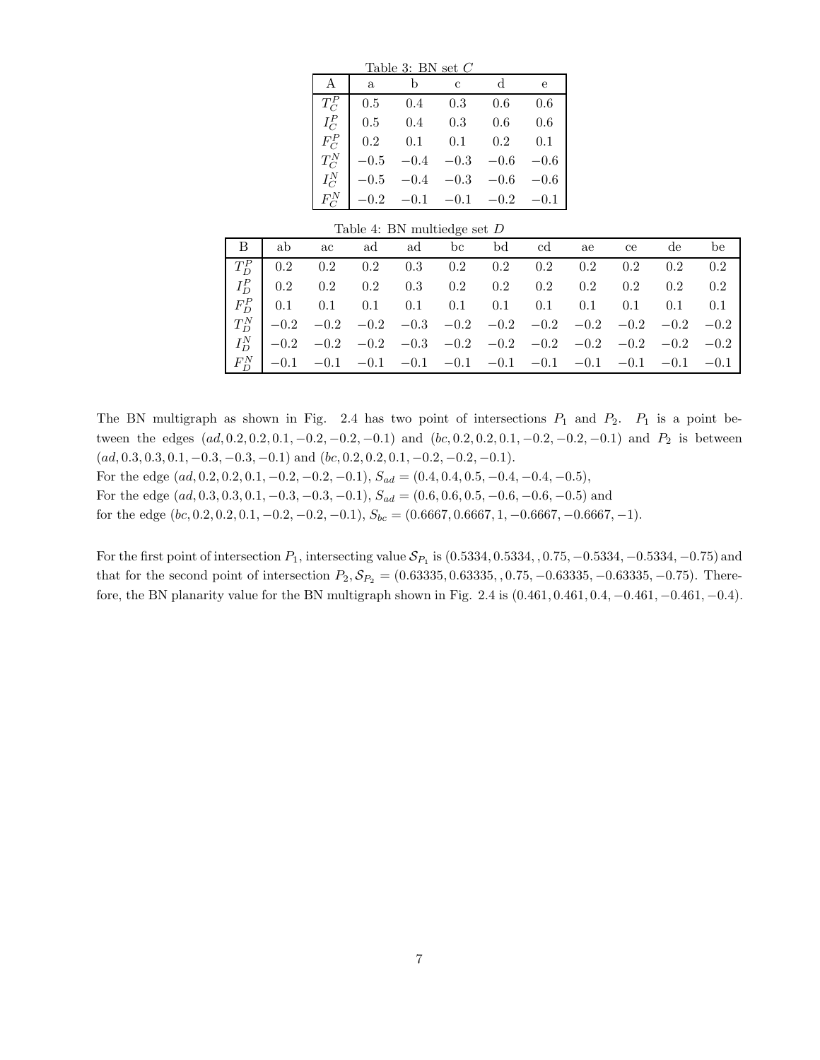Table 3: BN set $C$

| A | a | b | c | d | e |
|---|---|---|---|---|---|
| $T_C^P$ | 0.5 | 0.4 | 0.3 | 0.6 | 0.6 |
| $I_C^P$ | 0.5 | 0.4 | 0.3 | 0.6 | 0.6 |
| $F_C^P$ | 0.2 | 0.1 | 0.1 | 0.2 | 0.1 |
| $T_C^N$ | $-0.5$ | $-0.4$ | $-0.3$ | $-0.6$ | $-0.6$ |
| $I_C^N$ | $-0.5$ | $-0.4$ | $-0.3$ | $-0.6$ | $-0.6$ |
| $F_C^N$ | $-0.2$ | $-0.1$ | $-0.1$ | $-0.2$ | $-0.1$ |

Table 4: BN multiedge set $D$

| B | ab | ac | ad | ad | bc | bd | cd | ae | ce | de | be |
|---|---|---|---|---|---|---|---|---|---|---|---|
| $T_D^P$ | 0.2 | 0.2 | 0.2 | 0.3 | 0.2 | 0.2 | 0.2 | 0.2 | 0.2 | 0.2 | 0.2 |
| $I_D^P$ | 0.2 | 0.2 | 0.2 | 0.3 | 0.2 | 0.2 | 0.2 | 0.2 | 0.2 | 0.2 | 0.2 |
| $F_D^P$ | 0.1 | 0.1 | 0.1 | 0.1 | 0.1 | 0.1 | 0.1 | 0.1 | 0.1 | 0.1 | 0.1 |
| $T_D^N$ | $-0.2$ | $-0.2$ | $-0.2$ | $-0.3$ | $-0.2$ | $-0.2$ | $-0.2$ | $-0.2$ | $-0.2$ | $-0.2$ | $-0.2$ |
| $I_D^N$ | $-0.2$ | $-0.2$ | $-0.2$ | $-0.3$ | $-0.2$ | $-0.2$ | $-0.2$ | $-0.2$ | $-0.2$ | $-0.2$ | $-0.2$ |
| $F_D^N$ | $-0.1$ | $-0.1$ | $-0.1$ | $-0.1$ | $-0.1$ | $-0.1$ | $-0.1$ | $-0.1$ | $-0.1$ | $-0.1$ | $-0.1$ |

The BN multigraph as shown in Fig. 2.4 has two point of intersections $P_1$ and $P_2$. $P_1$ is a point between the edges $(ad, 0.2, 0.2, 0.1, -0.2, -0.2, -0.1)$ and $(bc, 0.2, 0.2, 0.1, -0.2, -0.2, -0.1)$ and $P_2$ is between $(ad, 0.3, 0.3, 0.1, -0.3, -0.3, -0.1)$ and $(bc, 0.2, 0.2, 0.1, -0.2, -0.2, -0.1)$.
For the edge $(ad, 0.2, 0.2, 0.1, -0.2, -0.2, -0.1)$, $S_{ad} = (0.4, 0.4, 0.5, -0.4, -0.4, -0.5)$,
For the edge $(ad, 0.3, 0.3, 0.1, -0.3, -0.3, -0.1)$, $S_{ad} = (0.6, 0.6, 0.5, -0.6, -0.6, -0.5)$ and
for the edge $(bc, 0.2, 0.2, 0.1, -0.2, -0.2, -0.1)$, $S_{bc} = (0.6667, 0.6667, 1, -0.6667, -0.6667, -1)$.

For the first point of intersection $P_1$, intersecting value $\mathcal{S}_{P_1}$ is $(0.5334, 0.5334, , 0.75, -0.5334, -0.5334, -0.75)$ and that for the second point of intersection $P_2, \mathcal{S}_{P_2} = (0.63335, 0.63335, , 0.75, -0.63335, -0.63335, -0.75)$. Therefore, the BN planarity value for the BN multigraph shown in Fig. 2.4 is $(0.461, 0.461, 0.4, -0.461, -0.461, -0.4)$.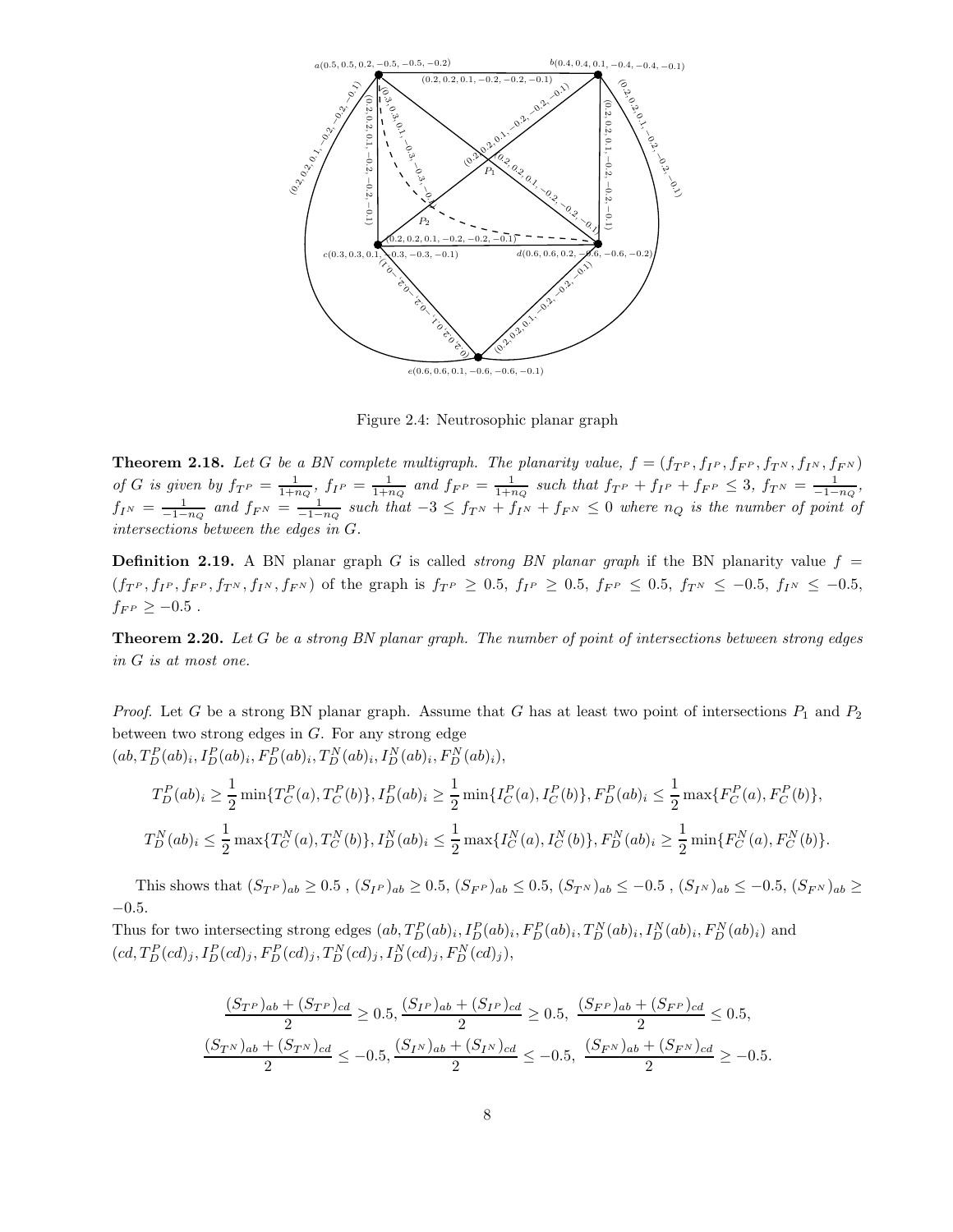Figure 2.4: Neutrosophic planar graph

**Theorem 2.18.** *Let $G$ be a BN complete multigraph. The planarity value, $f = (f_{T^P}, f_{I^P}, f_{F^P}, f_{T^N}, f_{I^N}, f_{F^N})$ of $G$ is given by $f_{T^P} = \frac{1}{1+n_Q}$, $f_{I^P} = \frac{1}{1+n_Q}$ and $f_{F^P} = \frac{1}{1+n_Q}$ such that $f_{T^P} + f_{I^P} + f_{F^P} \leq 3$, $f_{T^N} = \frac{1}{-1-n_Q}$, $f_{I^N} = \frac{1}{-1-n_Q}$ and $f_{F^N} = \frac{1}{-1-n_Q}$ such that $-3 \leq f_{T^N} + f_{I^N} + f_{F^N} \leq 0$ where $n_Q$ is the number of point of intersections between the edges in $G$.*

**Definition 2.19.** A BN planar graph $G$ is called *strong BN planar graph* if the BN planarity value $f = (f_{T^P}, f_{I^P}, f_{F^P}, f_{T^N}, f_{I^N}, f_{F^N})$ of the graph is $f_{T^P} \geq 0.5$, $f_{I^P} \geq 0.5$, $f_{F^P} \leq 0.5$, $f_{T^N} \leq -0.5$, $f_{I^N} \leq -0.5$, $f_{F^P} \geq -0.5$ .

**Theorem 2.20.** *Let $G$ be a strong BN planar graph. The number of point of intersections between strong edges in $G$ is at most one.*

*Proof.* Let $G$ be a strong BN planar graph. Assume that $G$ has at least two point of intersections $P_1$ and $P_2$ between two strong edges in $G$. For any strong edge
$(ab, T_D^P(ab)_i, I_D^P(ab)_i, F_D^P(ab)_i, T_D^N(ab)_i, I_D^N(ab)_i, F_D^N(ab)_i)$,

$$T_D^P(ab)_i \geq \frac{1}{2}\min\{T_C^P(a), T_C^P(b)\}, I_D^P(ab)_i \geq \frac{1}{2}\min\{I_C^P(a), I_C^P(b)\}, F_D^P(ab)_i \leq \frac{1}{2}\max\{F_C^P(a), F_C^P(b)\},$$

$$T_D^N(ab)_i \leq \frac{1}{2}\max\{T_C^N(a), T_C^N(b)\}, I_D^N(ab)_i \leq \frac{1}{2}\max\{I_C^N(a), I_C^N(b)\}, F_D^N(ab)_i \geq \frac{1}{2}\min\{F_C^N(a), F_C^N(b)\}.$$

This shows that $(S_{T^P})_{ab} \geq 0.5$ , $(S_{I^P})_{ab} \geq 0.5$, $(S_{F^P})_{ab} \leq 0.5$, $(S_{T^N})_{ab} \leq -0.5$ , $(S_{I^N})_{ab} \leq -0.5$, $(S_{F^N})_{ab} \geq -0.5$.
Thus for two intersecting strong edges $(ab, T_D^P(ab)_i, I_D^P(ab)_i, F_D^P(ab)_i, T_D^N(ab)_i, I_D^N(ab)_i, F_D^N(ab)_i)$ and $(cd, T_D^P(cd)_j, I_D^P(cd)_j, F_D^P(cd)_j, T_D^N(cd)_j, I_D^N(cd)_j, F_D^N(cd)_j)$,

$$\frac{(S_{T^P})_{ab} + (S_{T^P})_{cd}}{2} \geq 0.5, \frac{(S_{I^P})_{ab} + (S_{I^P})_{cd}}{2} \geq 0.5, \ \frac{(S_{F^P})_{ab} + (S_{F^P})_{cd}}{2} \leq 0.5,$$

$$\frac{(S_{T^N})_{ab} + (S_{T^N})_{cd}}{2} \leq -0.5, \frac{(S_{I^N})_{ab} + (S_{I^N})_{cd}}{2} \leq -0.5, \ \frac{(S_{F^N})_{ab} + (S_{F^N})_{cd}}{2} \geq -0.5.$$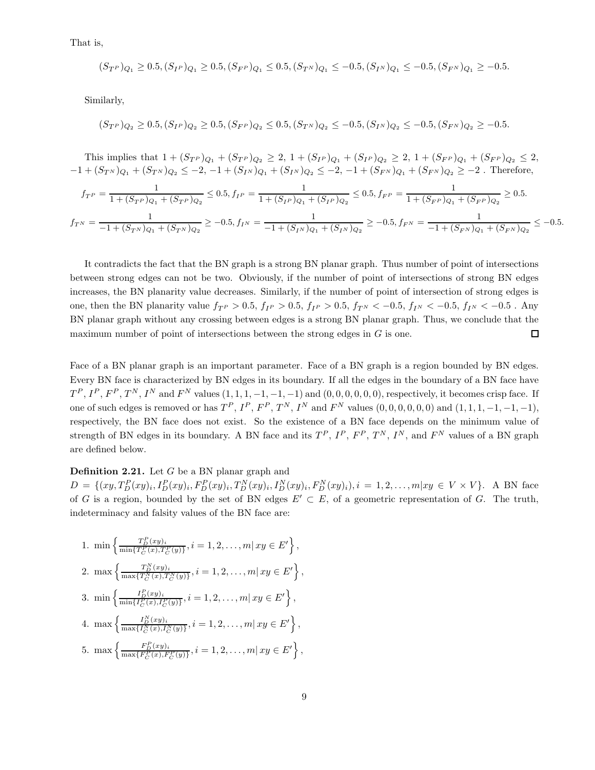That is,

$$(S_{T^P})_{Q_1} \geq 0.5, (S_{I^P})_{Q_1} \geq 0.5, (S_{F^P})_{Q_1} \leq 0.5, (S_{T^N})_{Q_1} \leq -0.5, (S_{I^N})_{Q_1} \leq -0.5, (S_{F^N})_{Q_1} \geq -0.5.$$

Similarly,

$$(S_{T^P})_{Q_2} \geq 0.5, (S_{I^P})_{Q_2} \geq 0.5, (S_{F^P})_{Q_2} \leq 0.5, (S_{T^N})_{Q_2} \leq -0.5, (S_{I^N})_{Q_2} \leq -0.5, (S_{F^N})_{Q_2} \geq -0.5.$$

This implies that $1 + (S_{T^P})_{Q_1} + (S_{T^P})_{Q_2} \geq 2$, $1 + (S_{I^P})_{Q_1} + (S_{I^P})_{Q_2} \geq 2$, $1 + (S_{F^P})_{Q_1} + (S_{F^P})_{Q_2} \leq 2$, $-1 + (S_{T^N})_{Q_1} + (S_{T^N})_{Q_2} \leq -2$, $-1 + (S_{I^N})_{Q_1} + (S_{I^N})_{Q_2} \leq -2$, $-1 + (S_{F^N})_{Q_1} + (S_{F^N})_{Q_2} \geq -2$ . Therefore,

$$f_{T^P} = \frac{1}{1 + (S_{T^P})_{Q_1} + (S_{T^P})_{Q_2}} \leq 0.5, f_{I^P} = \frac{1}{1 + (S_{I^P})_{Q_1} + (S_{I^P})_{Q_2}} \leq 0.5, f_{F^P} = \frac{1}{1 + (S_{F^P})_{Q_1} + (S_{F^P})_{Q_2}} \geq 0.5.$$

$$f_{T^N} = \frac{1}{-1 + (S_{T^N})_{Q_1} + (S_{T^N})_{Q_2}} \geq -0.5, f_{I^N} = \frac{1}{-1 + (S_{I^N})_{Q_1} + (S_{I^N})_{Q_2}} \geq -0.5, f_{F^N} = \frac{1}{-1 + (S_{F^N})_{Q_1} + (S_{F^N})_{Q_2}} \leq -0.5.$$

It contradicts the fact that the BN graph is a strong BN planar graph. Thus number of point of intersections between strong edges can not be two. Obviously, if the number of point of intersections of strong BN edges increases, the BN planarity value decreases. Similarly, if the number of point of intersection of strong edges is one, then the BN planarity value $f_{T^P} > 0.5$, $f_{I^P} > 0.5$, $f_{I^P} > 0.5$, $f_{T^N} < -0.5$, $f_{I^N} < -0.5$, $f_{I^N} < -0.5$ . Any BN planar graph without any crossing between edges is a strong BN planar graph. Thus, we conclude that the maximum number of point of intersections between the strong edges in $G$ is one. □

Face of a BN planar graph is an important parameter. Face of a BN graph is a region bounded by BN edges. Every BN face is characterized by BN edges in its boundary. If all the edges in the boundary of a BN face have $T^P$, $I^P$, $F^P$, $T^N$, $I^N$ and $F^N$ values $(1, 1, 1, -1, -1, -1)$ and $(0, 0, 0, 0, 0, 0)$, respectively, it becomes crisp face. If one of such edges is removed or has $T^P$, $I^P$, $F^P$, $T^N$, $I^N$ and $F^N$ values $(0, 0, 0, 0, 0, 0)$ and $(1, 1, 1, -1, -1, -1)$, respectively, the BN face does not exist. So the existence of a BN face depends on the minimum value of strength of BN edges in its boundary. A BN face and its $T^P$, $I^P$, $F^P$, $T^N$, $I^N$, and $F^N$ values of a BN graph are defined below.

**Definition 2.21.** Let $G$ be a BN planar graph and $D = \{(xy, T^P_D(xy)_i, I^P_D(xy)_i, F^P_D(xy)_i, T^N_D(xy)_i, I^N_D(xy)_i, F^N_D(xy)_i), i = 1, 2, \ldots, m | xy \in V \times V\}$. A BN face of $G$ is a region, bounded by the set of BN edges $E' \subset E$, of a geometric representation of $G$. The truth, indeterminacy and falsity values of the BN face are:

1. $\min\left\{\frac{T^P_D(xy)_i}{\min\{T^P_C(x), T^P_C(y)\}}, i = 1, 2, \ldots, m | \, xy \in E'\right\}$,
2. $\max\left\{\frac{T^N_D(xy)_i}{\max\{T^N_C(x), T^N_C(y)\}}, i = 1, 2, \ldots, m | \, xy \in E'\right\}$,
3. $\min\left\{\frac{I^P_D(xy)_i}{\min\{I^P_C(x), I^P_C(y)\}}, i = 1, 2, \ldots, m | \, xy \in E'\right\}$,
4. $\max\left\{\frac{I^N_D(xy)_i}{\max\{I^N_C(x), I^N_C(y)\}}, i = 1, 2, \ldots, m | \, xy \in E'\right\}$,
5. $\max\left\{\frac{F^P_D(xy)_i}{\max\{F^P_C(x), F^P_C(y)\}}, i = 1, 2, \ldots, m | \, xy \in E'\right\}$,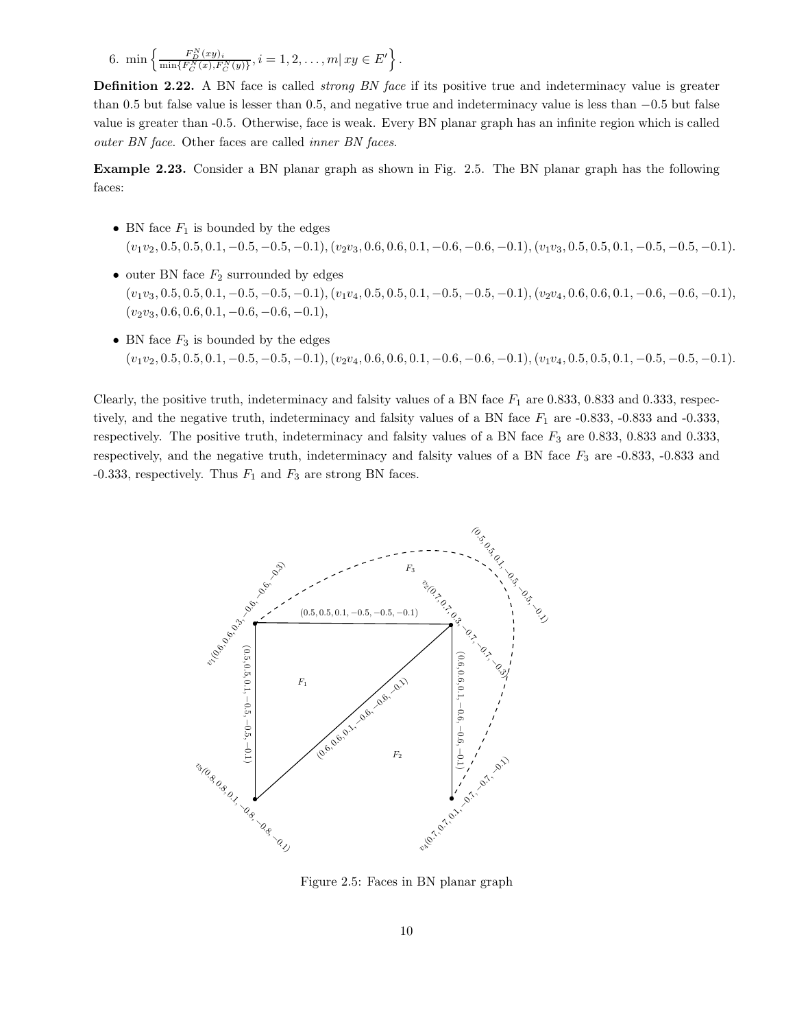6. $\min\left\{\frac{F_D^N(xy)_i}{\min\{F_C^N(x),F_C^N(y)\}}, i=1,2,\ldots,m|\, xy\in E'\right\}$.

**Definition 2.22.** A BN face is called *strong BN face* if its positive true and indeterminacy value is greater than 0.5 but false value is lesser than 0.5, and negative true and indeterminacy value is less than $-0.5$ but false value is greater than -0.5. Otherwise, face is weak. Every BN planar graph has an infinite region which is called *outer BN face*. Other faces are called *inner BN faces*.

**Example 2.23.** Consider a BN planar graph as shown in Fig. 2.5. The BN planar graph has the following faces:

- BN face $F_1$ is bounded by the edges $(v_1v_2, 0.5, 0.5, 0.1, -0.5, -0.5, -0.1), (v_2v_3, 0.6, 0.6, 0.1, -0.6, -0.6, -0.1), (v_1v_3, 0.5, 0.5, 0.1, -0.5, -0.5, -0.1)$.
- outer BN face $F_2$ surrounded by edges $(v_1v_3, 0.5, 0.5, 0.1, -0.5, -0.5, -0.1), (v_1v_4, 0.5, 0.5, 0.1, -0.5, -0.5, -0.1), (v_2v_4, 0.6, 0.6, 0.1, -0.6, -0.6, -0.1), (v_2v_3, 0.6, 0.6, 0.1, -0.6, -0.6, -0.1)$,
- BN face $F_3$ is bounded by the edges $(v_1v_2, 0.5, 0.5, 0.1, -0.5, -0.5, -0.1), (v_2v_4, 0.6, 0.6, 0.1, -0.6, -0.6, -0.1), (v_1v_4, 0.5, 0.5, 0.1, -0.5, -0.5, -0.1)$.

Clearly, the positive truth, indeterminacy and falsity values of a BN face $F_1$ are 0.833, 0.833 and 0.333, respectively, and the negative truth, indeterminacy and falsity values of a BN face $F_1$ are -0.833, -0.833 and -0.333, respectively. The positive truth, indeterminacy and falsity values of a BN face $F_3$ are 0.833, 0.833 and 0.333, respectively, and the negative truth, indeterminacy and falsity values of a BN face $F_3$ are -0.833, -0.833 and -0.333, respectively. Thus $F_1$ and $F_3$ are strong BN faces.

Figure 2.5: Faces in BN planar graph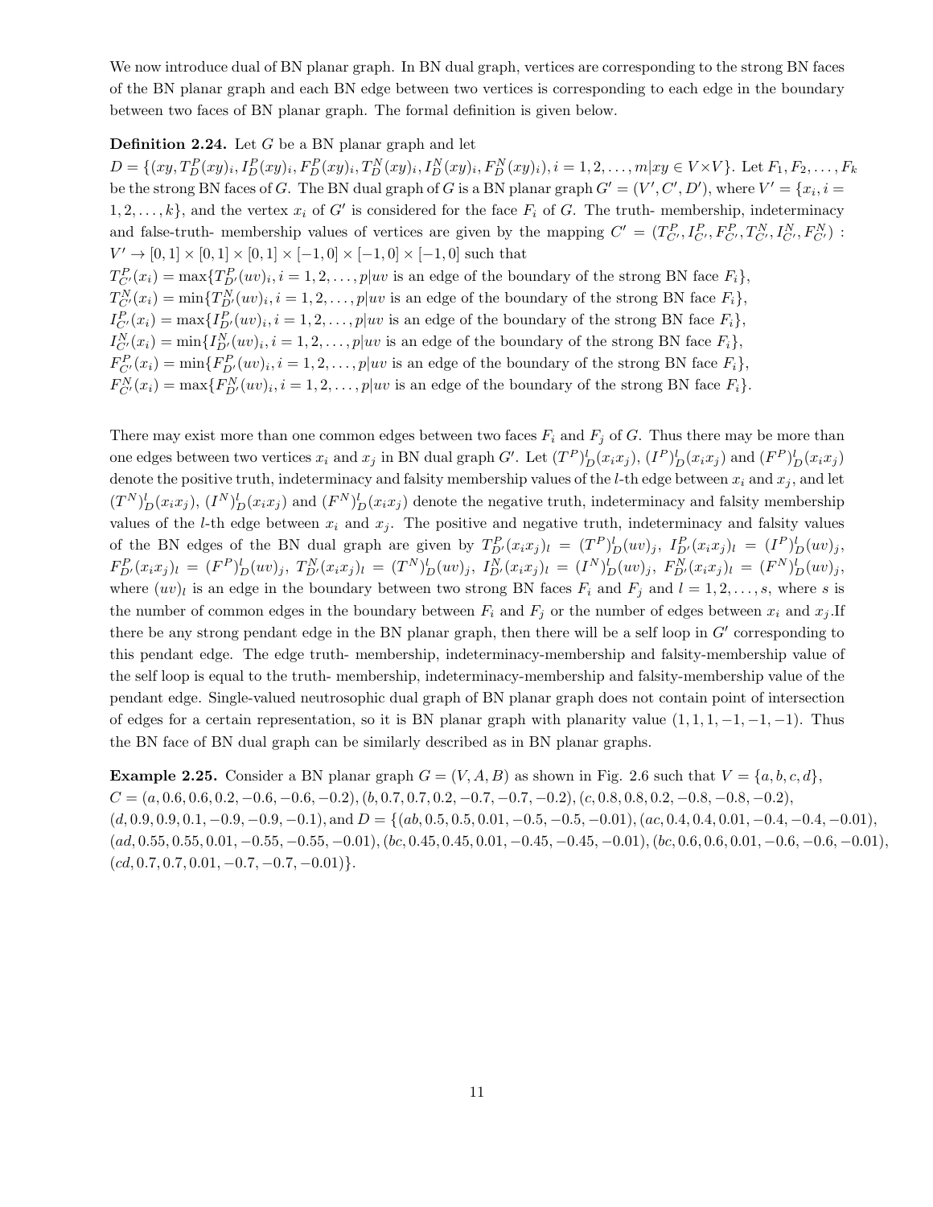We now introduce dual of BN planar graph. In BN dual graph, vertices are corresponding to the strong BN faces of the BN planar graph and each BN edge between two vertices is corresponding to each edge in the boundary between two faces of BN planar graph. The formal definition is given below.

**Definition 2.24.** Let $G$ be a BN planar graph and let $D = \{(xy, T_D^P(xy)_i, I_D^P(xy)_i, F_D^P(xy)_i, T_D^N(xy)_i, I_D^N(xy)_i, F_D^N(xy)_i), i = 1, 2, \ldots, m | xy \in V \times V\}$. Let $F_1, F_2, \ldots, F_k$ be the strong BN faces of $G$. The BN dual graph of $G$ is a BN planar graph $G' = (V', C', D')$, where $V' = \{x_i, i = 1, 2, \ldots, k\}$, and the vertex $x_i$ of $G'$ is considered for the face $F_i$ of $G$. The truth- membership, indeterminacy and false-truth- membership values of vertices are given by the mapping $C' = (T_{C'}^P, I_{C'}^P, F_{C'}^P, T_{C'}^N, I_{C'}^N, F_{C'}^N) : V' \to [0,1] \times [0,1] \times [0,1] \times [-1,0] \times [-1,0] \times [-1,0]$ such that
$T_{C'}^P(x_i) = \max\{T_{D'}^P(uv)_i, i = 1, 2, \ldots, p | uv$ is an edge of the boundary of the strong BN face $F_i\}$,
$T_{C'}^N(x_i) = \min\{T_{D'}^N(uv)_i, i = 1, 2, \ldots, p | uv$ is an edge of the boundary of the strong BN face $F_i\}$,
$I_{C'}^P(x_i) = \max\{I_{D'}^P(uv)_i, i = 1, 2, \ldots, p | uv$ is an edge of the boundary of the strong BN face $F_i\}$,
$I_{C'}^N(x_i) = \min\{I_{D'}^N(uv)_i, i = 1, 2, \ldots, p | uv$ is an edge of the boundary of the strong BN face $F_i\}$,
$F_{C'}^P(x_i) = \min\{F_{D'}^P(uv)_i, i = 1, 2, \ldots, p | uv$ is an edge of the boundary of the strong BN face $F_i\}$,
$F_{C'}^N(x_i) = \max\{F_{D'}^N(uv)_i, i = 1, 2, \ldots, p | uv$ is an edge of the boundary of the strong BN face $F_i\}$.

There may exist more than one common edges between two faces $F_i$ and $F_j$ of $G$. Thus there may be more than one edges between two vertices $x_i$ and $x_j$ in BN dual graph $G'$. Let $(T^P)_D^l(x_i x_j)$, $(I^P)_D^l(x_i x_j)$ and $(F^P)_D^l(x_i x_j)$ denote the positive truth, indeterminacy and falsity membership values of the $l$-th edge between $x_i$ and $x_j$, and let $(T^N)_D^l(x_i x_j)$, $(I^N)_D^l(x_i x_j)$ and $(F^N)_D^l(x_i x_j)$ denote the negative truth, indeterminacy and falsity membership values of the $l$-th edge between $x_i$ and $x_j$. The positive and negative truth, indeterminacy and falsity values of the BN edges of the BN dual graph are given by $T_{D'}^P(x_i x_j)_l = (T^P)_D^l(uv)_j$, $I_{D'}^P(x_i x_j)_l = (I^P)_D^l(uv)_j$, $F_{D'}^P(x_i x_j)_l = (F^P)_D^l(uv)_j$, $T_{D'}^N(x_i x_j)_l = (T^N)_D^l(uv)_j$, $I_{D'}^N(x_i x_j)_l = (I^N)_D^l(uv)_j$, $F_{D'}^N(x_i x_j)_l = (F^N)_D^l(uv)_j$, where $(uv)_l$ is an edge in the boundary between two strong BN faces $F_i$ and $F_j$ and $l = 1, 2, \ldots, s$, where $s$ is the number of common edges in the boundary between $F_i$ and $F_j$ or the number of edges between $x_i$ and $x_j$.If there be any strong pendant edge in the BN planar graph, then there will be a self loop in $G'$ corresponding to this pendant edge. The edge truth- membership, indeterminacy-membership and falsity-membership value of the self loop is equal to the truth- membership, indeterminacy-membership and falsity-membership value of the pendant edge. Single-valued neutrosophic dual graph of BN planar graph does not contain point of intersection of edges for a certain representation, so it is BN planar graph with planarity value $(1, 1, 1, -1, -1, -1)$. Thus the BN face of BN dual graph can be similarly described as in BN planar graphs.

**Example 2.25.** Consider a BN planar graph $G = (V, A, B)$ as shown in Fig. 2.6 such that $V = \{a, b, c, d\}$, $C = (a, 0.6, 0.6, 0.2, -0.6, -0.6, -0.2), (b, 0.7, 0.7, 0.2, -0.7, -0.7, -0.2), (c, 0.8, 0.8, 0.2, -0.8, -0.8, -0.2)$, $(d, 0.9, 0.9, 0.1, -0.9, -0.9, -0.1)$, and $D = \{(ab, 0.5, 0.5, 0.01, -0.5, -0.5, -0.01), (ac, 0.4, 0.4, 0.01, -0.4, -0.4, -0.01)$, $(ad, 0.55, 0.55, 0.01, -0.55, -0.55, -0.01), (bc, 0.45, 0.45, 0.01, -0.45, -0.45, -0.01), (bc, 0.6, 0.6, 0.01, -0.6, -0.6, -0.01)$, $(cd, 0.7, 0.7, 0.01, -0.7, -0.7, -0.01)\}$.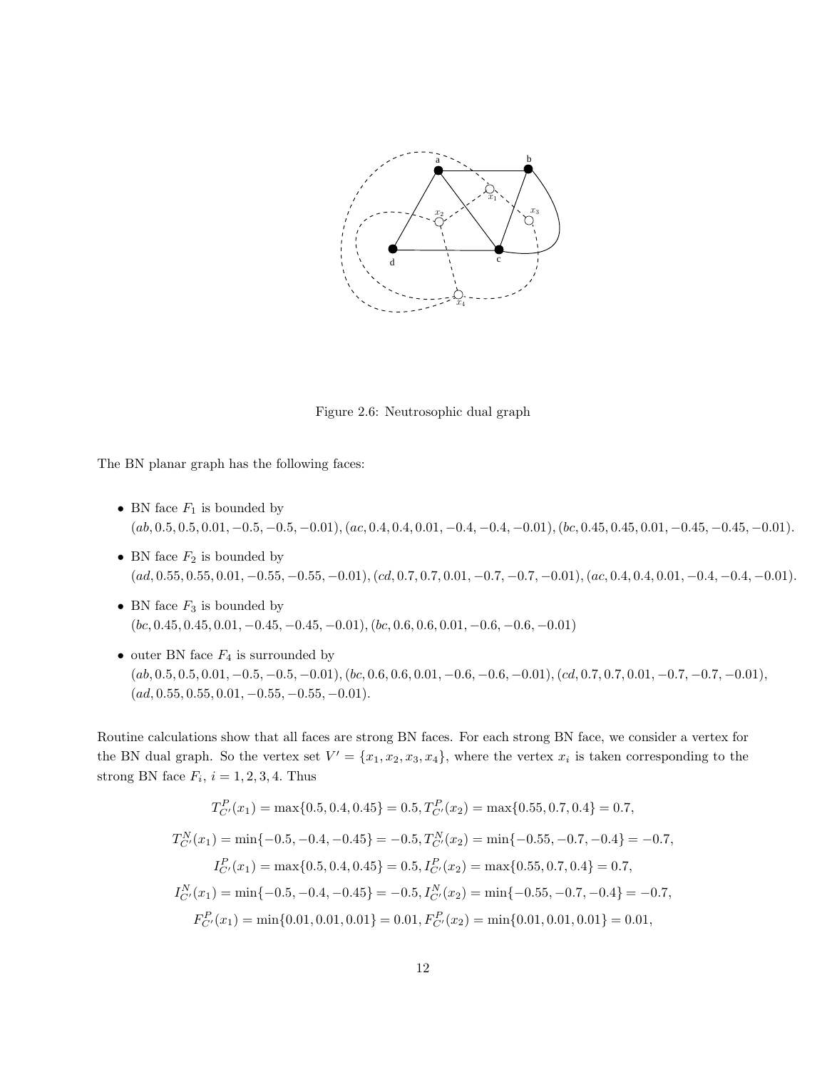Figure 2.6: Neutrosophic dual graph

The BN planar graph has the following faces:

- BN face $F_1$ is bounded by $(ab, 0.5, 0.5, 0.01, -0.5, -0.5, -0.01), (ac, 0.4, 0.4, 0.01, -0.4, -0.4, -0.01), (bc, 0.45, 0.45, 0.01, -0.45, -0.45, -0.01)$.
- BN face $F_2$ is bounded by $(ad, 0.55, 0.55, 0.01, -0.55, -0.55, -0.01), (cd, 0.7, 0.7, 0.01, -0.7, -0.7, -0.01), (ac, 0.4, 0.4, 0.01, -0.4, -0.4, -0.01)$.
- BN face $F_3$ is bounded by $(bc, 0.45, 0.45, 0.01, -0.45, -0.45, -0.01), (bc, 0.6, 0.6, 0.01, -0.6, -0.6, -0.01)$
- outer BN face $F_4$ is surrounded by $(ab, 0.5, 0.5, 0.01, -0.5, -0.5, -0.01), (bc, 0.6, 0.6, 0.01, -0.6, -0.6, -0.01), (cd, 0.7, 0.7, 0.01, -0.7, -0.7, -0.01), (ad, 0.55, 0.55, 0.01, -0.55, -0.55, -0.01)$.

Routine calculations show that all faces are strong BN faces. For each strong BN face, we consider a vertex for the BN dual graph. So the vertex set $V' = \{x_1, x_2, x_3, x_4\}$, where the vertex $x_i$ is taken corresponding to the strong BN face $F_i$, $i = 1, 2, 3, 4$. Thus

$$T^P_{C'}(x_1) = \max\{0.5, 0.4, 0.45\} = 0.5, T^P_{C'}(x_2) = \max\{0.55, 0.7, 0.4\} = 0.7,$$

$$T^N_{C'}(x_1) = \min\{-0.5, -0.4, -0.45\} = -0.5, T^N_{C'}(x_2) = \min\{-0.55, -0.7, -0.4\} = -0.7,$$

$$I^P_{C'}(x_1) = \max\{0.5, 0.4, 0.45\} = 0.5, I^P_{C'}(x_2) = \max\{0.55, 0.7, 0.4\} = 0.7,$$

$$I^N_{C'}(x_1) = \min\{-0.5, -0.4, -0.45\} = -0.5, I^N_{C'}(x_2) = \min\{-0.55, -0.7, -0.4\} = -0.7,$$

$$F^P_{C'}(x_1) = \min\{0.01, 0.01, 0.01\} = 0.01, F^P_{C'}(x_2) = \min\{0.01, 0.01, 0.01\} = 0.01,$$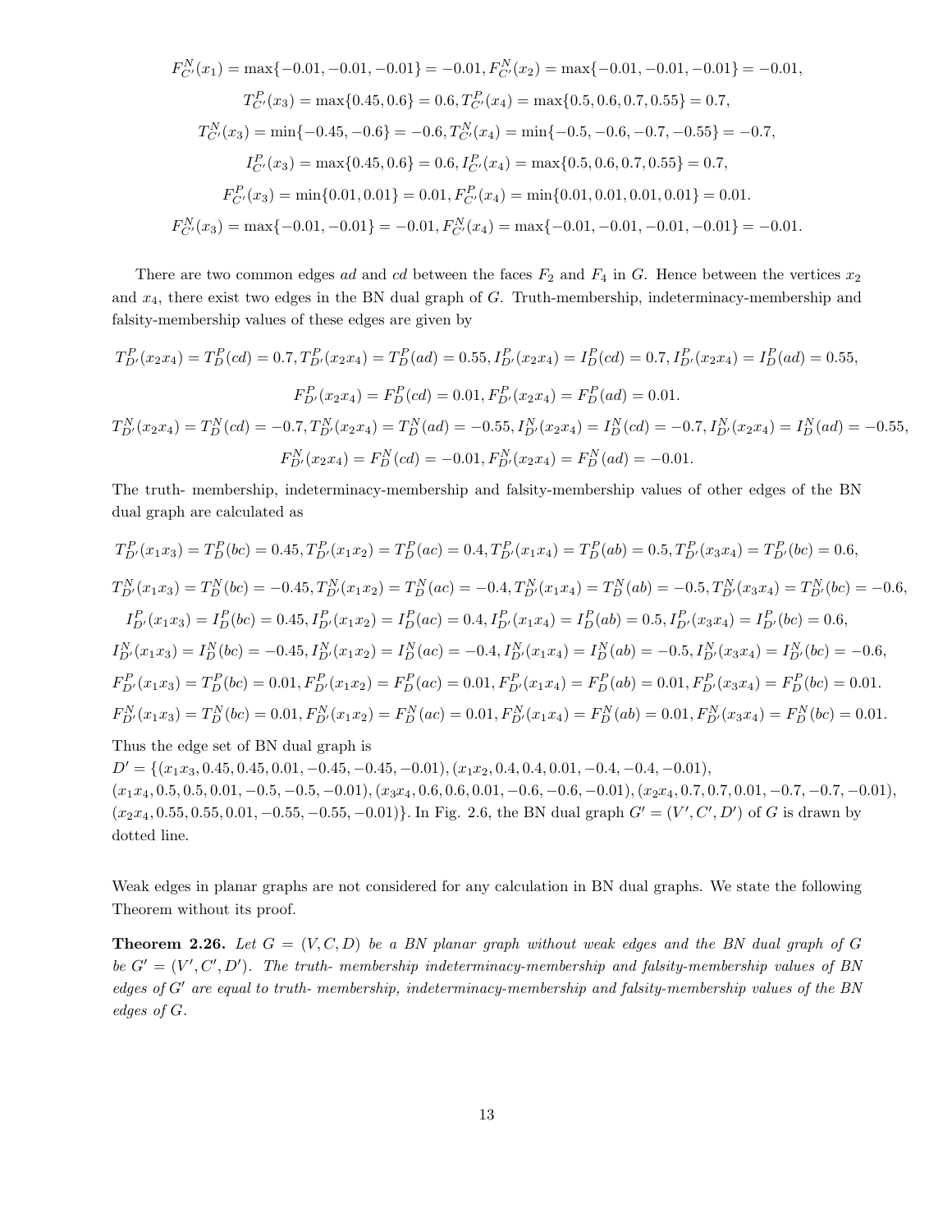$$F^N_{C'}(x_1) = \max\{-0.01, -0.01, -0.01\} = -0.01, F^N_{C'}(x_2) = \max\{-0.01, -0.01, -0.01\} = -0.01,$$

$$T^P_{C'}(x_3) = \max\{0.45, 0.6\} = 0.6, T^P_{C'}(x_4) = \max\{0.5, 0.6, 0.7, 0.55\} = 0.7,$$

$$T^N_{C'}(x_3) = \min\{-0.45, -0.6\} = -0.6, T^N_{C'}(x_4) = \min\{-0.5, -0.6, -0.7, -0.55\} = -0.7,$$

$$I^P_{C'}(x_3) = \max\{0.45, 0.6\} = 0.6, I^P_{C'}(x_4) = \max\{0.5, 0.6, 0.7, 0.55\} = 0.7,$$

$$F^P_{C'}(x_3) = \min\{0.01, 0.01\} = 0.01, F^P_{C'}(x_4) = \min\{0.01, 0.01, 0.01, 0.01\} = 0.01.$$

$$F^N_{C'}(x_3) = \max\{-0.01, -0.01\} = -0.01, F^N_{C'}(x_4) = \max\{-0.01, -0.01, -0.01, -0.01\} = -0.01.$$

There are two common edges $ad$ and $cd$ between the faces $F_2$ and $F_4$ in $G$. Hence between the vertices $x_2$ and $x_4$, there exist two edges in the BN dual graph of $G$. Truth-membership, indeterminacy-membership and falsity-membership values of these edges are given by

$$T^P_{D'}(x_2x_4) = T^P_D(cd) = 0.7, T^P_{D'}(x_2x_4) = T^P_D(ad) = 0.55, I^P_{D'}(x_2x_4) = I^P_D(cd) = 0.7, I^P_{D'}(x_2x_4) = I^P_D(ad) = 0.55,$$

$$F^P_{D'}(x_2x_4) = F^P_D(cd) = 0.01, F^P_{D'}(x_2x_4) = F^P_D(ad) = 0.01.$$

$$T^N_{D'}(x_2x_4) = T^N_D(cd) = -0.7, T^N_{D'}(x_2x_4) = T^N_D(ad) = -0.55, I^N_{D'}(x_2x_4) = I^N_D(cd) = -0.7, I^N_{D'}(x_2x_4) = I^N_D(ad) = -0.55,$$

$$F^N_{D'}(x_2x_4) = F^N_D(cd) = -0.01, F^N_{D'}(x_2x_4) = F^N_D(ad) = -0.01.$$

The truth- membership, indeterminacy-membership and falsity-membership values of other edges of the BN dual graph are calculated as

$$T^P_{D'}(x_1x_3) = T^P_D(bc) = 0.45, T^P_{D'}(x_1x_2) = T^P_D(ac) = 0.4, T^P_{D'}(x_1x_4) = T^P_D(ab) = 0.5, T^P_{D'}(x_3x_4) = T^P_{D'}(bc) = 0.6,$$

$$T^N_{D'}(x_1x_3) = T^N_D(bc) = -0.45, T^N_{D'}(x_1x_2) = T^N_D(ac) = -0.4, T^N_{D'}(x_1x_4) = T^N_D(ab) = -0.5, T^N_{D'}(x_3x_4) = T^N_{D'}(bc) = -0.6,$$

$$I^P_{D'}(x_1x_3) = I^P_D(bc) = 0.45, I^P_{D'}(x_1x_2) = I^P_D(ac) = 0.4, I^P_{D'}(x_1x_4) = I^P_D(ab) = 0.5, I^P_{D'}(x_3x_4) = I^P_{D'}(bc) = 0.6,$$

$$I^N_{D'}(x_1x_3) = I^N_D(bc) = -0.45, I^N_{D'}(x_1x_2) = I^N_D(ac) = -0.4, I^N_{D'}(x_1x_4) = I^N_D(ab) = -0.5, I^N_{D'}(x_3x_4) = I^N_{D'}(bc) = -0.6,$$

$$F^P_{D'}(x_1x_3) = T^P_D(bc) = 0.01, F^P_{D'}(x_1x_2) = F^P_D(ac) = 0.01, F^P_{D'}(x_1x_4) = F^P_D(ab) = 0.01, F^P_{D'}(x_3x_4) = F^P_D(bc) = 0.01.$$

$$F^N_{D'}(x_1x_3) = T^N_D(bc) = 0.01, F^N_{D'}(x_1x_2) = F^N_D(ac) = 0.01, F^N_{D'}(x_1x_4) = F^N_D(ab) = 0.01, F^N_{D'}(x_3x_4) = F^N_D(bc) = 0.01.$$

Thus the edge set of BN dual graph is
$D' = \{(x_1x_3, 0.45, 0.45, 0.01, -0.45, -0.45, -0.01), (x_1x_2, 0.4, 0.4, 0.01, -0.4, -0.4, -0.01),$
$(x_1x_4, 0.5, 0.5, 0.01, -0.5, -0.5, -0.01), (x_3x_4, 0.6, 0.6, 0.01, -0.6, -0.6, -0.01), (x_2x_4, 0.7, 0.7, 0.01, -0.7, -0.7, -0.01),$
$(x_2x_4, 0.55, 0.55, 0.01, -0.55, -0.55, -0.01)\}$. In Fig. 2.6, the BN dual graph $G' = (V', C', D')$ of $G$ is drawn by dotted line.

Weak edges in planar graphs are not considered for any calculation in BN dual graphs. We state the following Theorem without its proof.

**Theorem 2.26.** *Let $G = (V, C, D)$ be a BN planar graph without weak edges and the BN dual graph of $G$ be $G' = (V', C', D')$. The truth- membership indeterminacy-membership and falsity-membership values of BN edges of $G'$ are equal to truth- membership, indeterminacy-membership and falsity-membership values of the BN edges of $G$.*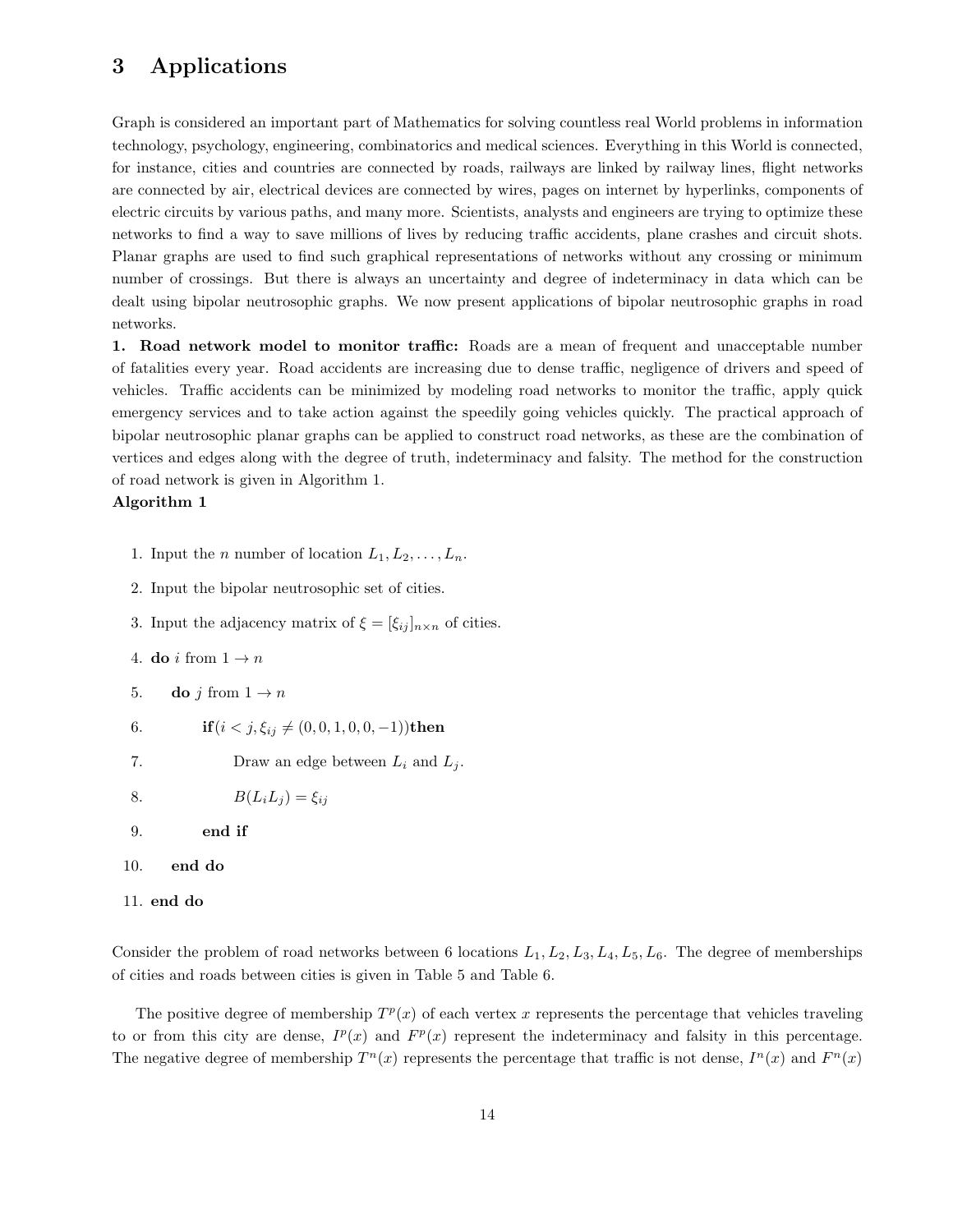# 3 Applications

Graph is considered an important part of Mathematics for solving countless real World problems in information technology, psychology, engineering, combinatorics and medical sciences. Everything in this World is connected, for instance, cities and countries are connected by roads, railways are linked by railway lines, flight networks are connected by air, electrical devices are connected by wires, pages on internet by hyperlinks, components of electric circuits by various paths, and many more. Scientists, analysts and engineers are trying to optimize these networks to find a way to save millions of lives by reducing traffic accidents, plane crashes and circuit shots. Planar graphs are used to find such graphical representations of networks without any crossing or minimum number of crossings. But there is always an uncertainty and degree of indeterminacy in data which can be dealt using bipolar neutrosophic graphs. We now present applications of bipolar neutrosophic graphs in road networks.

**1. Road network model to monitor traffic:** Roads are a mean of frequent and unacceptable number of fatalities every year. Road accidents are increasing due to dense traffic, negligence of drivers and speed of vehicles. Traffic accidents can be minimized by modeling road networks to monitor the traffic, apply quick emergency services and to take action against the speedily going vehicles quickly. The practical approach of bipolar neutrosophic planar graphs can be applied to construct road networks, as these are the combination of vertices and edges along with the degree of truth, indeterminacy and falsity. The method for the construction of road network is given in Algorithm 1.

**Algorithm 1**

1. Input the $n$ number of location $L_1, L_2, \ldots, L_n$.
2. Input the bipolar neutrosophic set of cities.
3. Input the adjacency matrix of $\xi = [\xi_{ij}]_{n\times n}$ of cities.
4. **do** $i$ from $1 \to n$
5. &nbsp;&nbsp;&nbsp;&nbsp;**do** $j$ from $1 \to n$
6. &nbsp;&nbsp;&nbsp;&nbsp;&nbsp;&nbsp;&nbsp;&nbsp;**if**$(i < j, \xi_{ij} \neq (0, 0, 1, 0, 0, -1))$**then**
7. &nbsp;&nbsp;&nbsp;&nbsp;&nbsp;&nbsp;&nbsp;&nbsp;&nbsp;&nbsp;&nbsp;&nbsp;Draw an edge between $L_i$ and $L_j$.
8. &nbsp;&nbsp;&nbsp;&nbsp;&nbsp;&nbsp;&nbsp;&nbsp;&nbsp;&nbsp;&nbsp;&nbsp;$B(L_iL_j) = \xi_{ij}$
9. &nbsp;&nbsp;&nbsp;&nbsp;&nbsp;&nbsp;&nbsp;&nbsp;**end if**
10. &nbsp;&nbsp;&nbsp;&nbsp;**end do**
11. **end do**

Consider the problem of road networks between 6 locations $L_1, L_2, L_3, L_4, L_5, L_6$. The degree of memberships of cities and roads between cities is given in Table 5 and Table 6.

The positive degree of membership $T^p(x)$ of each vertex $x$ represents the percentage that vehicles traveling to or from this city are dense, $I^p(x)$ and $F^p(x)$ represent the indeterminacy and falsity in this percentage. The negative degree of membership $T^n(x)$ represents the percentage that traffic is not dense, $I^n(x)$ and $F^n(x)$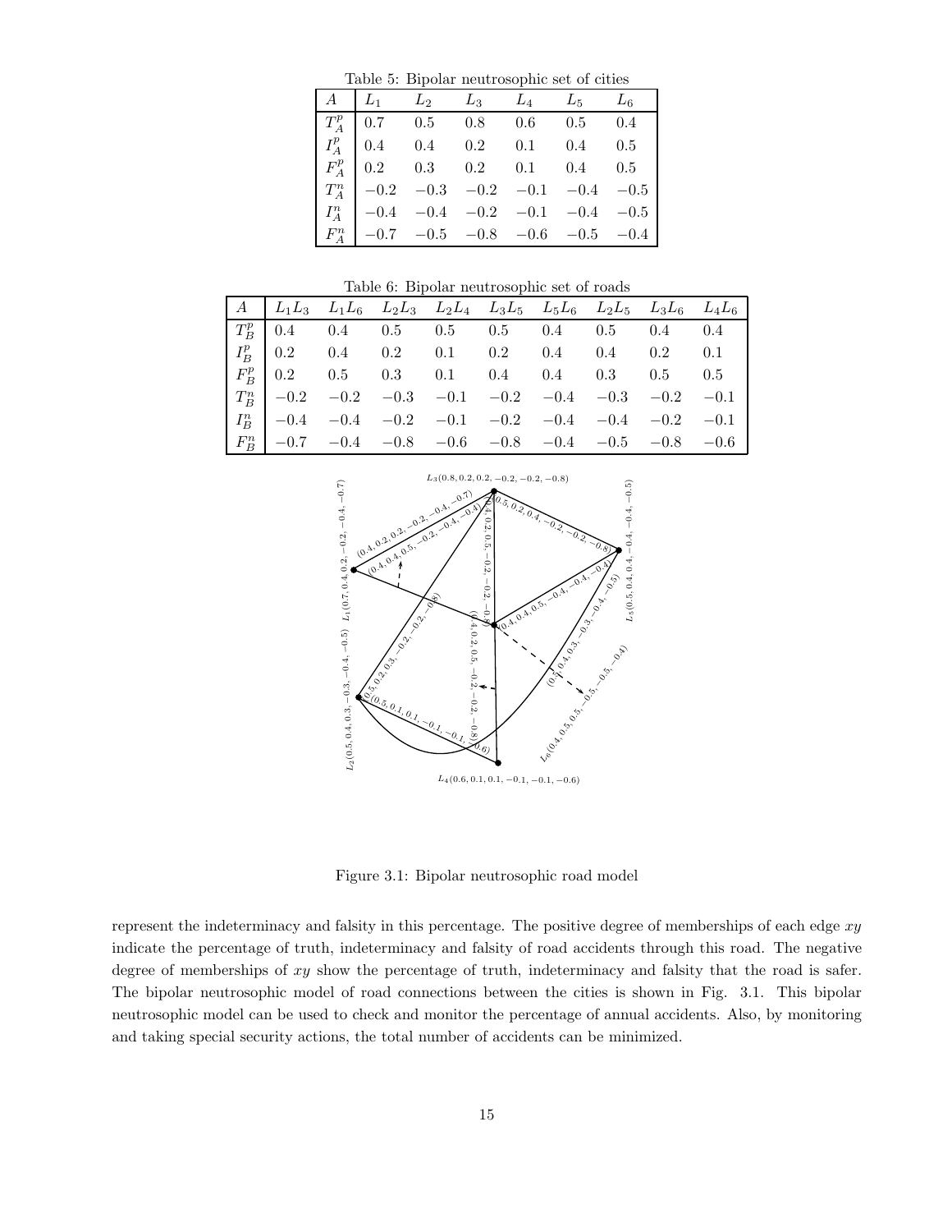Table 5: Bipolar neutrosophic set of cities

| $A$ | $L_1$ | $L_2$ | $L_3$ | $L_4$ | $L_5$ | $L_6$ |
|---|---|---|---|---|---|---|
| $T_A^p$ | 0.7 | 0.5 | 0.8 | 0.6 | 0.5 | 0.4 |
| $I_A^p$ | 0.4 | 0.4 | 0.2 | 0.1 | 0.4 | 0.5 |
| $F_A^p$ | 0.2 | 0.3 | 0.2 | 0.1 | 0.4 | 0.5 |
| $T_A^n$ | $-0.2$ | $-0.3$ | $-0.2$ | $-0.1$ | $-0.4$ | $-0.5$ |
| $I_A^n$ | $-0.4$ | $-0.4$ | $-0.2$ | $-0.1$ | $-0.4$ | $-0.5$ |
| $F_A^n$ | $-0.7$ | $-0.5$ | $-0.8$ | $-0.6$ | $-0.5$ | $-0.4$ |

Table 6: Bipolar neutrosophic set of roads

| $A$ | $L_1L_3$ | $L_1L_6$ | $L_2L_3$ | $L_2L_4$ | $L_3L_5$ | $L_5L_6$ | $L_2L_5$ | $L_3L_6$ | $L_4L_6$ |
|---|---|---|---|---|---|---|---|---|---|
| $T_B^p$ | 0.4 | 0.4 | 0.5 | 0.5 | 0.5 | 0.4 | 0.5 | 0.4 | 0.4 |
| $I_B^p$ | 0.2 | 0.4 | 0.2 | 0.1 | 0.2 | 0.4 | 0.4 | 0.2 | 0.1 |
| $F_B^p$ | 0.2 | 0.5 | 0.3 | 0.1 | 0.4 | 0.4 | 0.3 | 0.5 | 0.5 |
| $T_B^n$ | $-0.2$ | $-0.2$ | $-0.3$ | $-0.1$ | $-0.2$ | $-0.4$ | $-0.3$ | $-0.2$ | $-0.1$ |
| $I_B^n$ | $-0.4$ | $-0.4$ | $-0.2$ | $-0.1$ | $-0.2$ | $-0.4$ | $-0.4$ | $-0.2$ | $-0.1$ |
| $F_B^n$ | $-0.7$ | $-0.4$ | $-0.8$ | $-0.6$ | $-0.8$ | $-0.4$ | $-0.5$ | $-0.8$ | $-0.6$ |

Figure 3.1: Bipolar neutrosophic road model

represent the indeterminacy and falsity in this percentage. The positive degree of memberships of each edge $xy$ indicate the percentage of truth, indeterminacy and falsity of road accidents through this road. The negative degree of memberships of $xy$ show the percentage of truth, indeterminacy and falsity that the road is safer. The bipolar neutrosophic model of road connections between the cities is shown in Fig. 3.1. This bipolar neutrosophic model can be used to check and monitor the percentage of annual accidents. Also, by monitoring and taking special security actions, the total number of accidents can be minimized.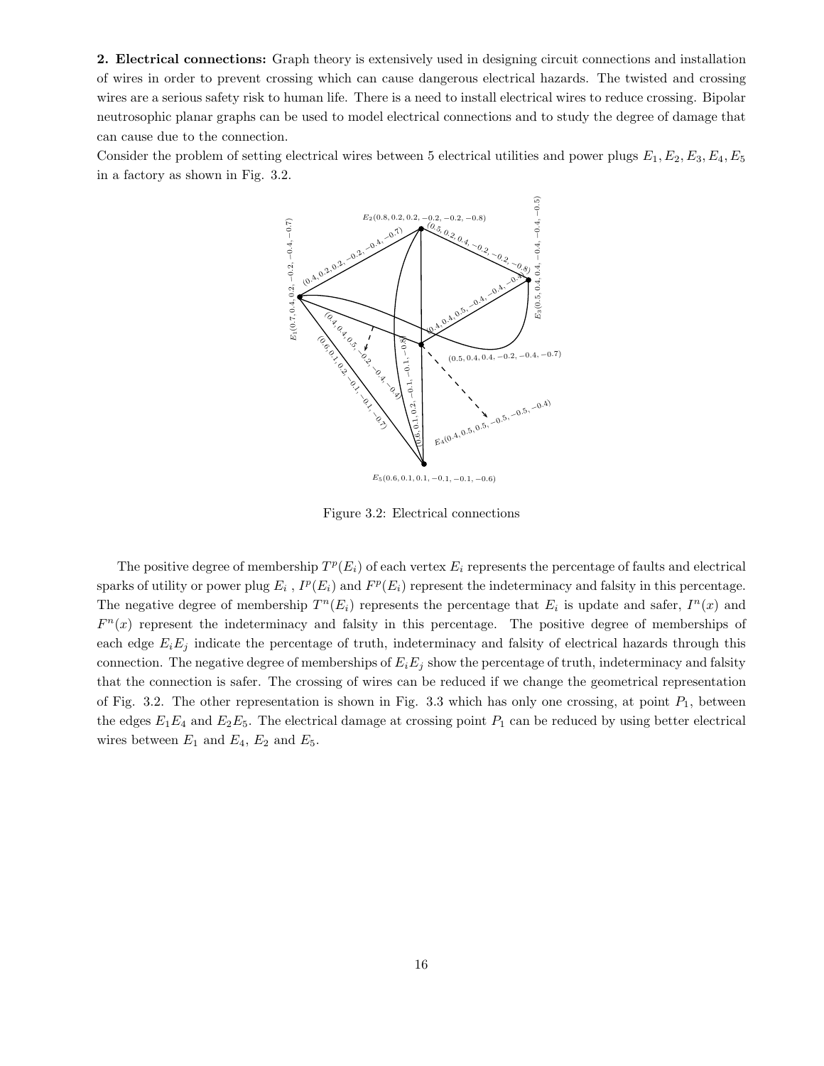**2. Electrical connections:** Graph theory is extensively used in designing circuit connections and installation of wires in order to prevent crossing which can cause dangerous electrical hazards. The twisted and crossing wires are a serious safety risk to human life. There is a need to install electrical wires to reduce crossing. Bipolar neutrosophic planar graphs can be used to model electrical connections and to study the degree of damage that can cause due to the connection.

Consider the problem of setting electrical wires between 5 electrical utilities and power plugs $E_1, E_2, E_3, E_4, E_5$ in a factory as shown in Fig. 3.2.

Figure 3.2: Electrical connections

The positive degree of membership $T^p(E_i)$ of each vertex $E_i$ represents the percentage of faults and electrical sparks of utility or power plug $E_i$ , $I^p(E_i)$ and $F^p(E_i)$ represent the indeterminacy and falsity in this percentage. The negative degree of membership $T^n(E_i)$ represents the percentage that $E_i$ is update and safer, $I^n(x)$ and $F^n(x)$ represent the indeterminacy and falsity in this percentage. The positive degree of memberships of each edge $E_iE_j$ indicate the percentage of truth, indeterminacy and falsity of electrical hazards through this connection. The negative degree of memberships of $E_iE_j$ show the percentage of truth, indeterminacy and falsity that the connection is safer. The crossing of wires can be reduced if we change the geometrical representation of Fig. 3.2. The other representation is shown in Fig. 3.3 which has only one crossing, at point $P_1$, between the edges $E_1E_4$ and $E_2E_5$. The electrical damage at crossing point $P_1$ can be reduced by using better electrical wires between $E_1$ and $E_4$, $E_2$ and $E_5$.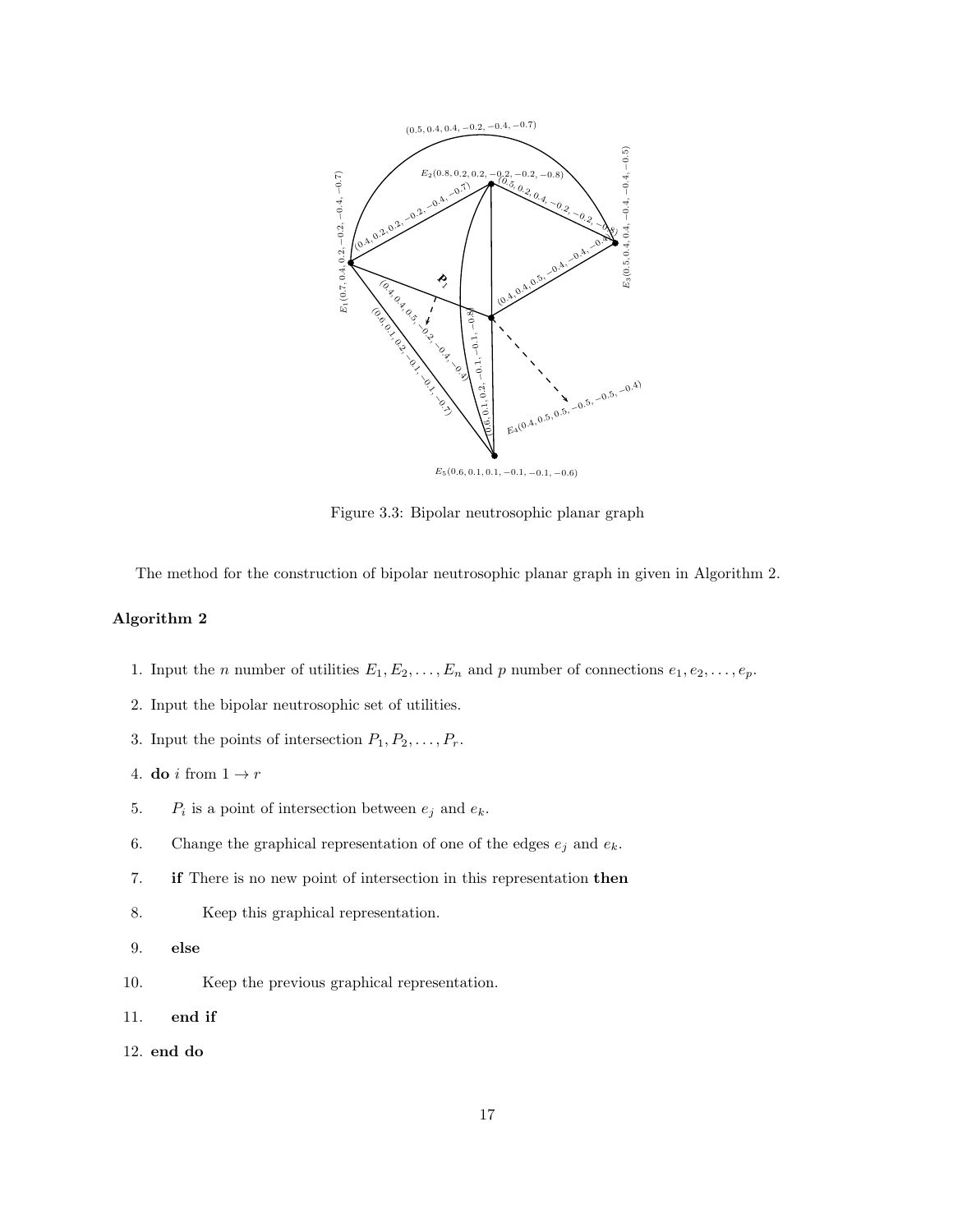Figure 3.3: Bipolar neutrosophic planar graph

The method for the construction of bipolar neutrosophic planar graph in given in Algorithm 2.

**Algorithm 2**

1. Input the $n$ number of utilities $E_1, E_2, \ldots, E_n$ and $p$ number of connections $e_1, e_2, \ldots, e_p$.
2. Input the bipolar neutrosophic set of utilities.
3. Input the points of intersection $P_1, P_2, \ldots, P_r$.
4. **do** $i$ from $1 \to r$
5. $\quad$ $P_i$ is a point of intersection between $e_j$ and $e_k$.
6. $\quad$ Change the graphical representation of one of the edges $e_j$ and $e_k$.
7. $\quad$ **if** There is no new point of intersection in this representation **then**
8. $\quad\quad$ Keep this graphical representation.
9. $\quad$ **else**
10. $\quad\quad$ Keep the previous graphical representation.
11. $\quad$ **end if**
12. **end do**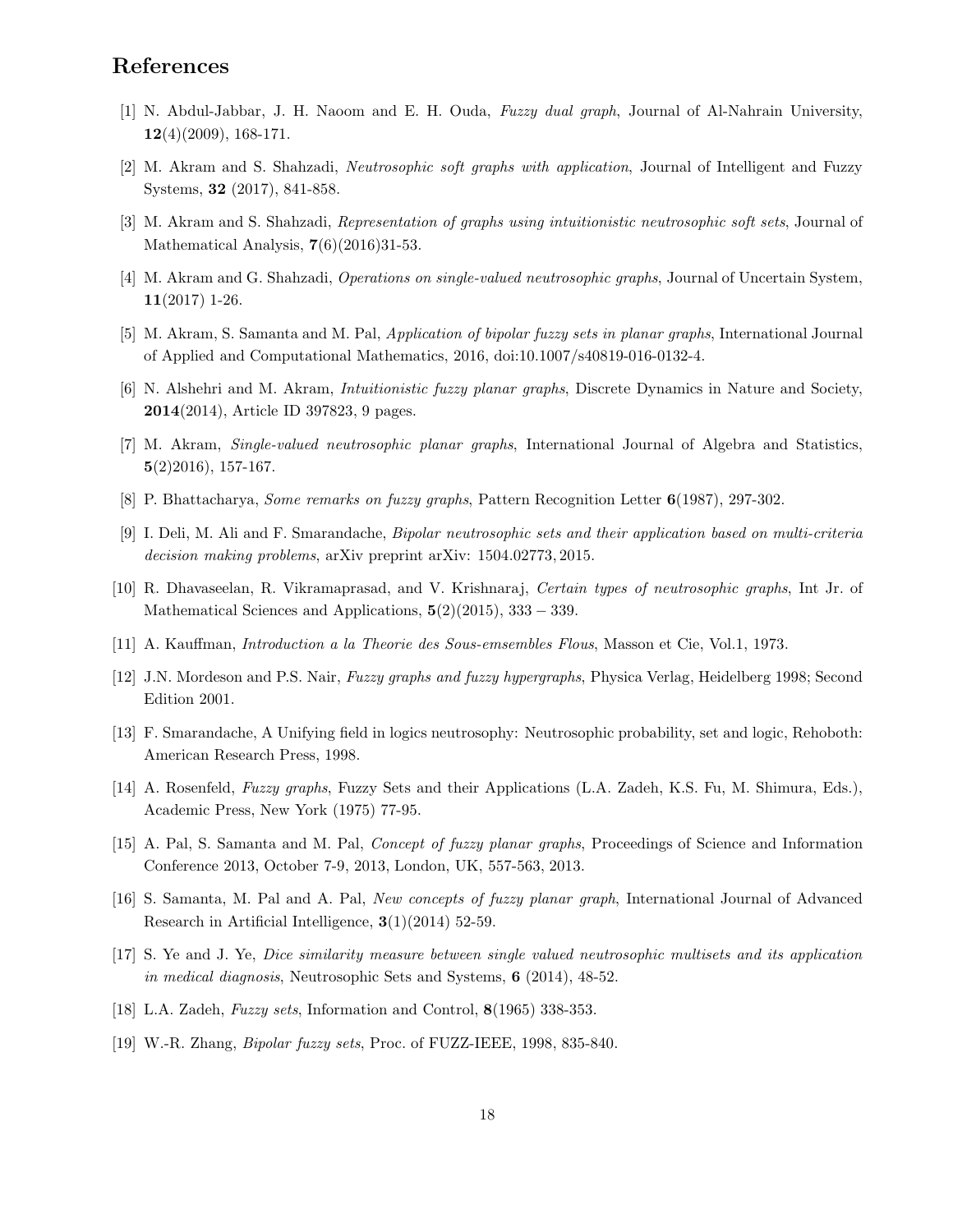## References

[1] N. Abdul-Jabbar, J. H. Naoom and E. H. Ouda, *Fuzzy dual graph*, Journal of Al-Nahrain University, **12**(4)(2009), 168-171.

[2] M. Akram and S. Shahzadi, *Neutrosophic soft graphs with application*, Journal of Intelligent and Fuzzy Systems, **32** (2017), 841-858.

[3] M. Akram and S. Shahzadi, *Representation of graphs using intuitionistic neutrosophic soft sets*, Journal of Mathematical Analysis, **7**(6)(2016)31-53.

[4] M. Akram and G. Shahzadi, *Operations on single-valued neutrosophic graphs*, Journal of Uncertain System, **11**(2017) 1-26.

[5] M. Akram, S. Samanta and M. Pal, *Application of bipolar fuzzy sets in planar graphs*, International Journal of Applied and Computational Mathematics, 2016, doi:10.1007/s40819-016-0132-4.

[6] N. Alshehri and M. Akram, *Intuitionistic fuzzy planar graphs*, Discrete Dynamics in Nature and Society, **2014**(2014), Article ID 397823, 9 pages.

[7] M. Akram, *Single-valued neutrosophic planar graphs*, International Journal of Algebra and Statistics, **5**(2)2016), 157-167.

[8] P. Bhattacharya, *Some remarks on fuzzy graphs*, Pattern Recognition Letter **6**(1987), 297-302.

[9] I. Deli, M. Ali and F. Smarandache, *Bipolar neutrosophic sets and their application based on multi-criteria decision making problems*, arXiv preprint arXiv: 1504.02773, 2015.

[10] R. Dhavaseelan, R. Vikramaprasad, and V. Krishnaraj, *Certain types of neutrosophic graphs*, Int Jr. of Mathematical Sciences and Applications, **5**(2)(2015), 333 − 339.

[11] A. Kauffman, *Introduction a la Theorie des Sous-emsembles Flous*, Masson et Cie, Vol.1, 1973.

[12] J.N. Mordeson and P.S. Nair, *Fuzzy graphs and fuzzy hypergraphs*, Physica Verlag, Heidelberg 1998; Second Edition 2001.

[13] F. Smarandache, A Unifying field in logics neutrosophy: Neutrosophic probability, set and logic, Rehoboth: American Research Press, 1998.

[14] A. Rosenfeld, *Fuzzy graphs*, Fuzzy Sets and their Applications (L.A. Zadeh, K.S. Fu, M. Shimura, Eds.), Academic Press, New York (1975) 77-95.

[15] A. Pal, S. Samanta and M. Pal, *Concept of fuzzy planar graphs*, Proceedings of Science and Information Conference 2013, October 7-9, 2013, London, UK, 557-563, 2013.

[16] S. Samanta, M. Pal and A. Pal, *New concepts of fuzzy planar graph*, International Journal of Advanced Research in Artificial Intelligence, **3**(1)(2014) 52-59.

[17] S. Ye and J. Ye, *Dice similarity measure between single valued neutrosophic multisets and its application in medical diagnosis*, Neutrosophic Sets and Systems, **6** (2014), 48-52.

[18] L.A. Zadeh, *Fuzzy sets*, Information and Control, **8**(1965) 338-353.

[19] W.-R. Zhang, *Bipolar fuzzy sets*, Proc. of FUZZ-IEEE, 1998, 835-840.